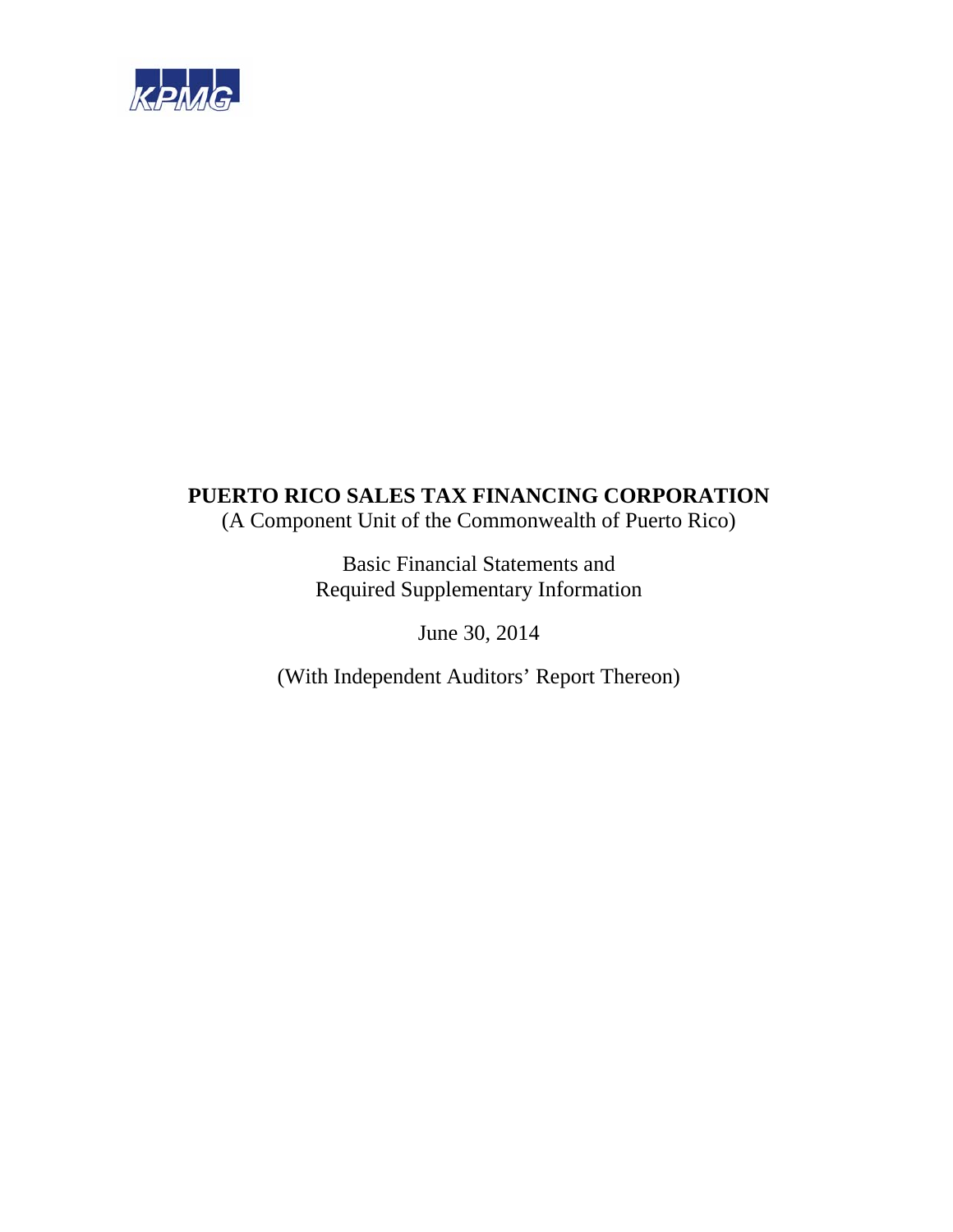KPMG

# PUERTO RICO SALES TAX FINANCING CORPORATION

(A Component Unit of the Commonwealth of Puerto Rico)

Basic Financial Statements and
Required Supplementary Information

June 30, 2014

(With Independent Auditors' Report Thereon)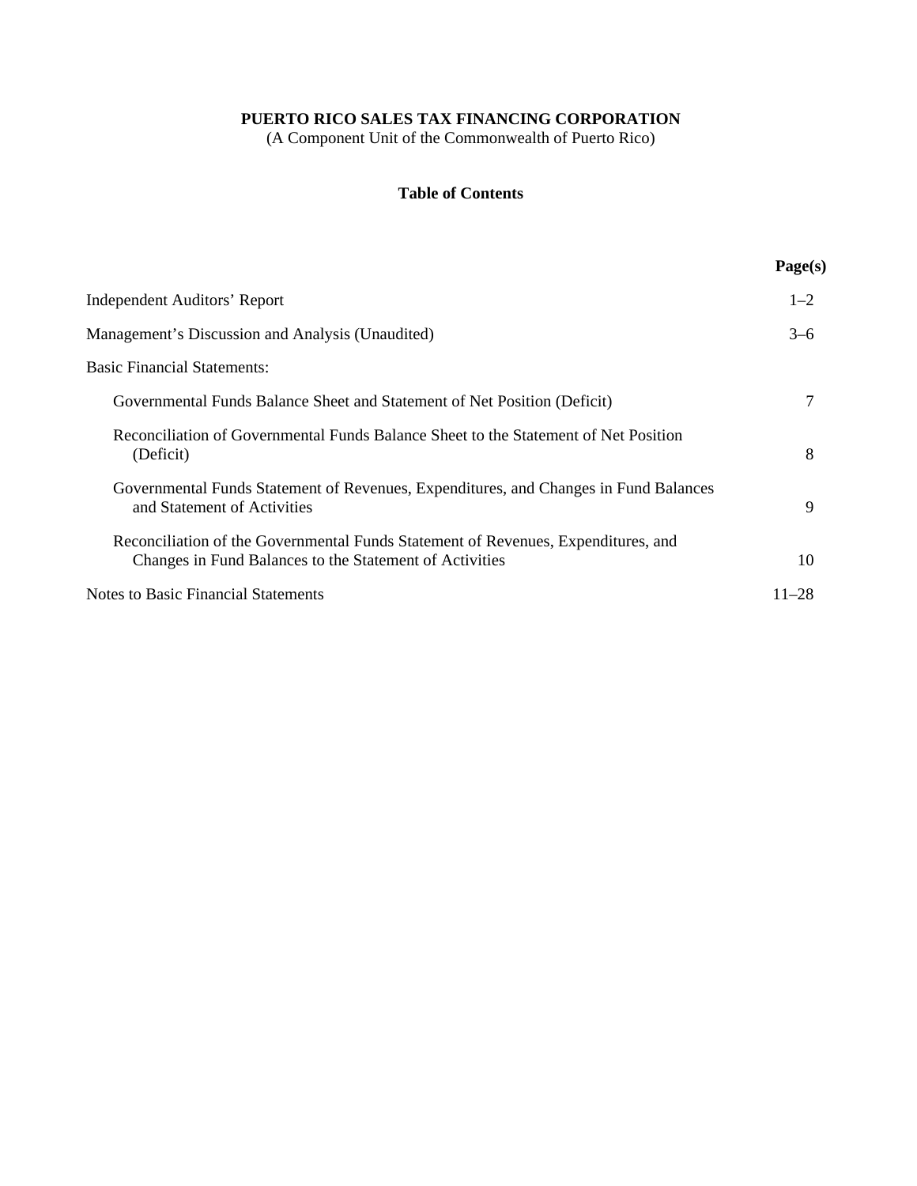**PUERTO RICO SALES TAX FINANCING CORPORATION**

(A Component Unit of the Commonwealth of Puerto Rico)

**Table of Contents**

| | **Page(s)** |
|---|---|
| Independent Auditors’ Report | 1–2 |
| Management’s Discussion and Analysis (Unaudited) | 3–6 |
| Basic Financial Statements: | |
| Governmental Funds Balance Sheet and Statement of Net Position (Deficit) | 7 |
| Reconciliation of Governmental Funds Balance Sheet to the Statement of Net Position (Deficit) | 8 |
| Governmental Funds Statement of Revenues, Expenditures, and Changes in Fund Balances and Statement of Activities | 9 |
| Reconciliation of the Governmental Funds Statement of Revenues, Expenditures, and Changes in Fund Balances to the Statement of Activities | 10 |
| Notes to Basic Financial Statements | 11–28 |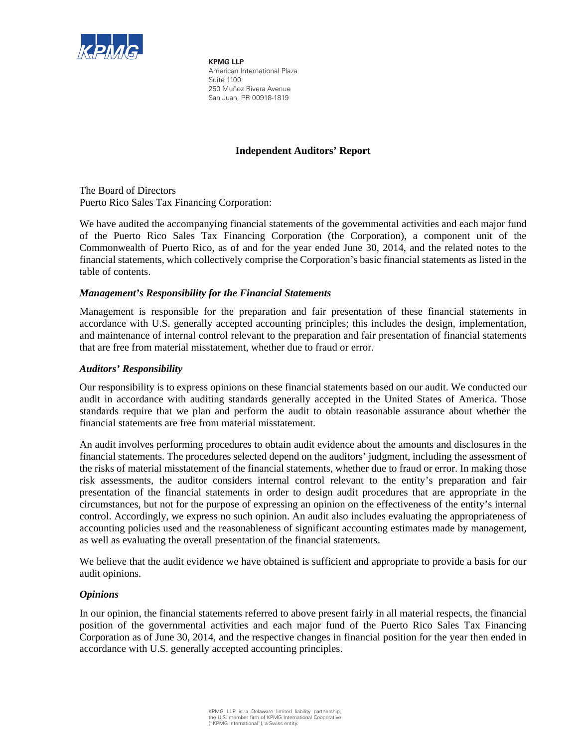KPMG LLP
American International Plaza
Suite 1100
250 Muñoz Rivera Avenue
San Juan, PR 00918-1819

# Independent Auditors' Report

The Board of Directors
Puerto Rico Sales Tax Financing Corporation:

We have audited the accompanying financial statements of the governmental activities and each major fund of the Puerto Rico Sales Tax Financing Corporation (the Corporation), a component unit of the Commonwealth of Puerto Rico, as of and for the year ended June 30, 2014, and the related notes to the financial statements, which collectively comprise the Corporation's basic financial statements as listed in the table of contents.

### *Management's Responsibility for the Financial Statements*

Management is responsible for the preparation and fair presentation of these financial statements in accordance with U.S. generally accepted accounting principles; this includes the design, implementation, and maintenance of internal control relevant to the preparation and fair presentation of financial statements that are free from material misstatement, whether due to fraud or error.

### *Auditors' Responsibility*

Our responsibility is to express opinions on these financial statements based on our audit. We conducted our audit in accordance with auditing standards generally accepted in the United States of America. Those standards require that we plan and perform the audit to obtain reasonable assurance about whether the financial statements are free from material misstatement.

An audit involves performing procedures to obtain audit evidence about the amounts and disclosures in the financial statements. The procedures selected depend on the auditors' judgment, including the assessment of the risks of material misstatement of the financial statements, whether due to fraud or error. In making those risk assessments, the auditor considers internal control relevant to the entity's preparation and fair presentation of the financial statements in order to design audit procedures that are appropriate in the circumstances, but not for the purpose of expressing an opinion on the effectiveness of the entity's internal control. Accordingly, we express no such opinion. An audit also includes evaluating the appropriateness of accounting policies used and the reasonableness of significant accounting estimates made by management, as well as evaluating the overall presentation of the financial statements.

We believe that the audit evidence we have obtained is sufficient and appropriate to provide a basis for our audit opinions.

### *Opinions*

In our opinion, the financial statements referred to above present fairly in all material respects, the financial position of the governmental activities and each major fund of the Puerto Rico Sales Tax Financing Corporation as of June 30, 2014, and the respective changes in financial position for the year then ended in accordance with U.S. generally accepted accounting principles.

KPMG LLP is a Delaware limited liability partnership, the U.S. member firm of KPMG International Cooperative ("KPMG International"), a Swiss entity.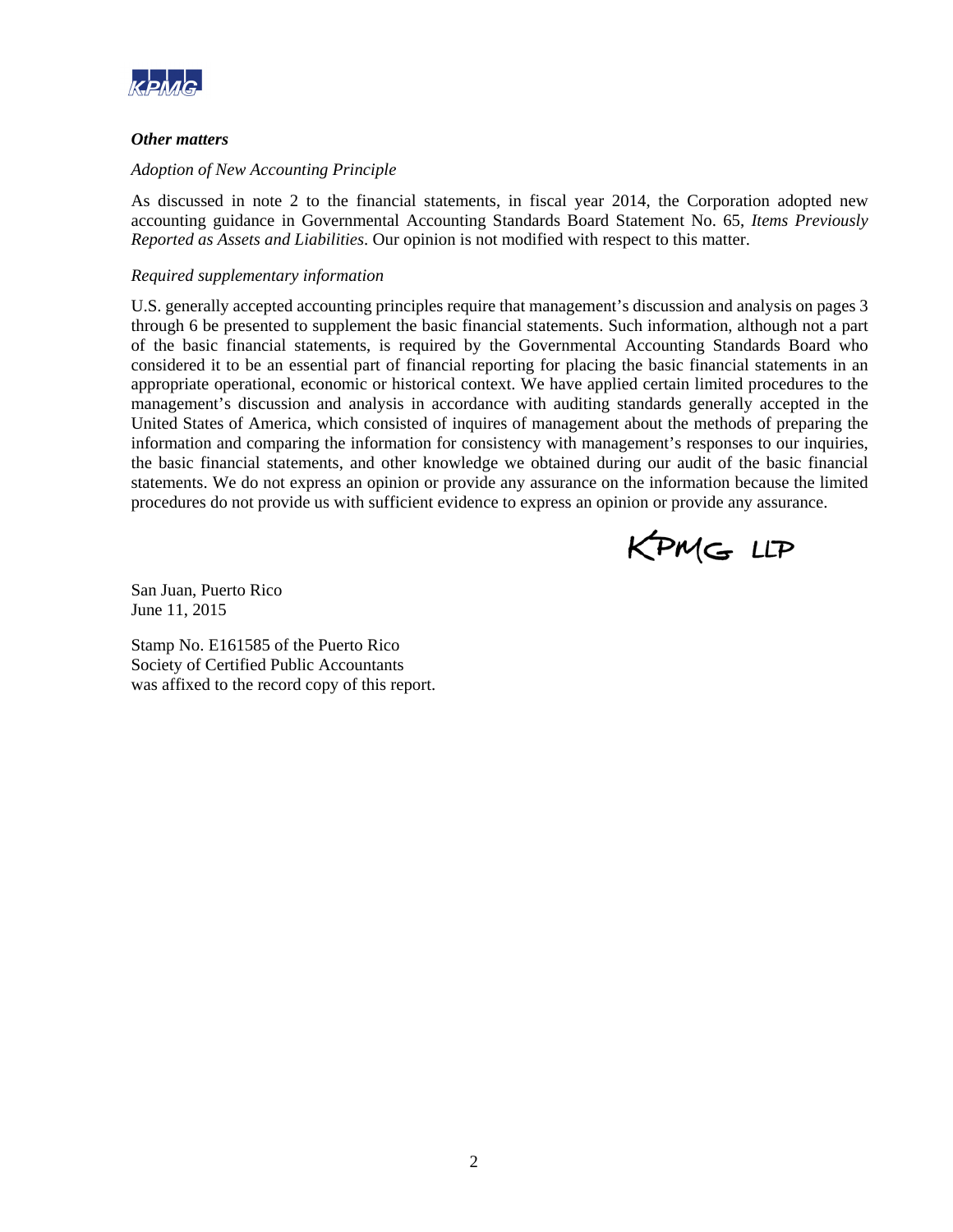***Other matters***

*Adoption of New Accounting Principle*

As discussed in note 2 to the financial statements, in fiscal year 2014, the Corporation adopted new accounting guidance in Governmental Accounting Standards Board Statement No. 65, *Items Previously Reported as Assets and Liabilities*. Our opinion is not modified with respect to this matter.

*Required supplementary information*

U.S. generally accepted accounting principles require that management's discussion and analysis on pages 3 through 6 be presented to supplement the basic financial statements. Such information, although not a part of the basic financial statements, is required by the Governmental Accounting Standards Board who considered it to be an essential part of financial reporting for placing the basic financial statements in an appropriate operational, economic or historical context. We have applied certain limited procedures to the management's discussion and analysis in accordance with auditing standards generally accepted in the United States of America, which consisted of inquires of management about the methods of preparing the information and comparing the information for consistency with management's responses to our inquiries, the basic financial statements, and other knowledge we obtained during our audit of the basic financial statements. We do not express an opinion or provide any assurance on the information because the limited procedures do not provide us with sufficient evidence to express an opinion or provide any assurance.

KPMG LLP

San Juan, Puerto Rico
June 11, 2015

Stamp No. E161585 of the Puerto Rico
Society of Certified Public Accountants
was affixed to the record copy of this report.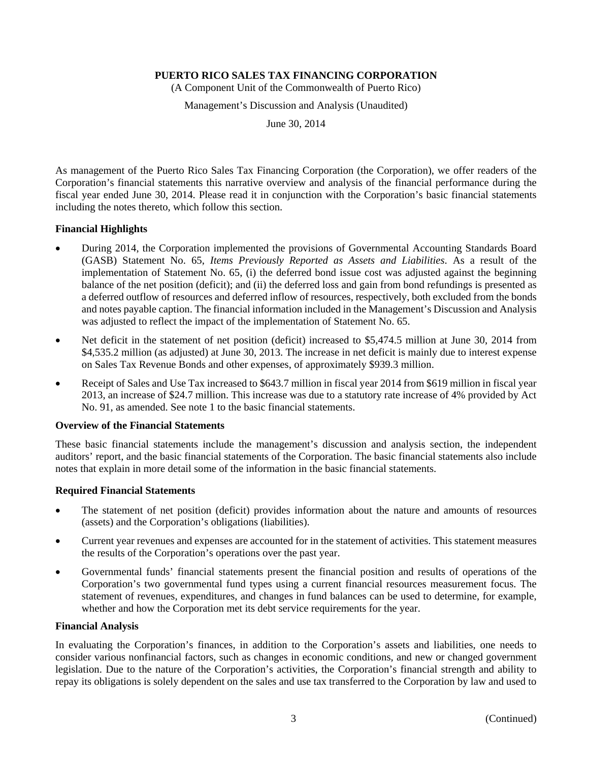**PUERTO RICO SALES TAX FINANCING CORPORATION**

(A Component Unit of the Commonwealth of Puerto Rico)

Management's Discussion and Analysis (Unaudited)

June 30, 2014

As management of the Puerto Rico Sales Tax Financing Corporation (the Corporation), we offer readers of the Corporation's financial statements this narrative overview and analysis of the financial performance during the fiscal year ended June 30, 2014. Please read it in conjunction with the Corporation's basic financial statements including the notes thereto, which follow this section.

### Financial Highlights

- During 2014, the Corporation implemented the provisions of Governmental Accounting Standards Board (GASB) Statement No. 65, *Items Previously Reported as Assets and Liabilities*. As a result of the implementation of Statement No. 65, (i) the deferred bond issue cost was adjusted against the beginning balance of the net position (deficit); and (ii) the deferred loss and gain from bond refundings is presented as a deferred outflow of resources and deferred inflow of resources, respectively, both excluded from the bonds and notes payable caption. The financial information included in the Management's Discussion and Analysis was adjusted to reflect the impact of the implementation of Statement No. 65.
- Net deficit in the statement of net position (deficit) increased to $5,474.5 million at June 30, 2014 from $4,535.2 million (as adjusted) at June 30, 2013. The increase in net deficit is mainly due to interest expense on Sales Tax Revenue Bonds and other expenses, of approximately $939.3 million.
- Receipt of Sales and Use Tax increased to $643.7 million in fiscal year 2014 from $619 million in fiscal year 2013, an increase of $24.7 million. This increase was due to a statutory rate increase of 4% provided by Act No. 91, as amended. See note 1 to the basic financial statements.

### Overview of the Financial Statements

These basic financial statements include the management's discussion and analysis section, the independent auditors' report, and the basic financial statements of the Corporation. The basic financial statements also include notes that explain in more detail some of the information in the basic financial statements.

### Required Financial Statements

- The statement of net position (deficit) provides information about the nature and amounts of resources (assets) and the Corporation's obligations (liabilities).
- Current year revenues and expenses are accounted for in the statement of activities. This statement measures the results of the Corporation's operations over the past year.
- Governmental funds' financial statements present the financial position and results of operations of the Corporation's two governmental fund types using a current financial resources measurement focus. The statement of revenues, expenditures, and changes in fund balances can be used to determine, for example, whether and how the Corporation met its debt service requirements for the year.

### Financial Analysis

In evaluating the Corporation's finances, in addition to the Corporation's assets and liabilities, one needs to consider various nonfinancial factors, such as changes in economic conditions, and new or changed government legislation. Due to the nature of the Corporation's activities, the Corporation's financial strength and ability to repay its obligations is solely dependent on the sales and use tax transferred to the Corporation by law and used to

(Continued)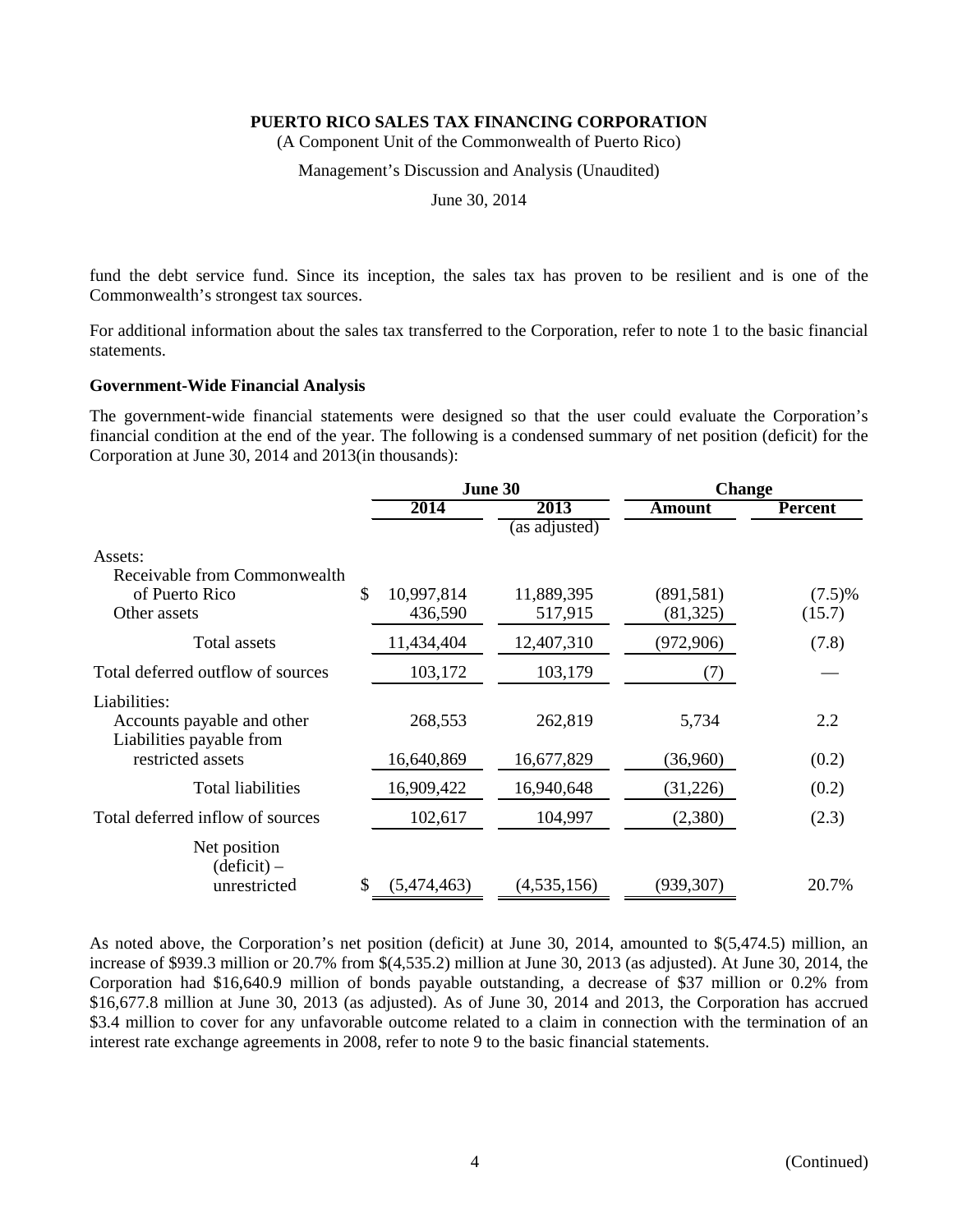fund the debt service fund. Since its inception, the sales tax has proven to be resilient and is one of the Commonwealth's strongest tax sources.

For additional information about the sales tax transferred to the Corporation, refer to note 1 to the basic financial statements.

**Government-Wide Financial Analysis**

The government-wide financial statements were designed so that the user could evaluate the Corporation's financial condition at the end of the year. The following is a condensed summary of net position (deficit) for the Corporation at June 30, 2014 and 2013(in thousands):

| | June 30 | | Change | |
|---|---|---|---|---|
| | 2014 | 2013 (as adjusted) | Amount | Percent |
| Assets: | | | | |
| Receivable from Commonwealth of Puerto Rico | $ 10,997,814 | 11,889,395 | (891,581) | (7.5)% |
| Other assets | 436,590 | 517,915 | (81,325) | (15.7) |
| Total assets | 11,434,404 | 12,407,310 | (972,906) | (7.8) |
| Total deferred outflow of sources | 103,172 | 103,179 | (7) | — |
| Liabilities: | | | | |
| Accounts payable and other | 268,553 | 262,819 | 5,734 | 2.2 |
| Liabilities payable from restricted assets | 16,640,869 | 16,677,829 | (36,960) | (0.2) |
| Total liabilities | 16,909,422 | 16,940,648 | (31,226) | (0.2) |
| Total deferred inflow of sources | 102,617 | 104,997 | (2,380) | (2.3) |
| Net position (deficit) – unrestricted | $ (5,474,463) | (4,535,156) | (939,307) | 20.7% |

As noted above, the Corporation's net position (deficit) at June 30, 2014, amounted to $(5,474.5) million, an increase of $939.3 million or 20.7% from $(4,535.2) million at June 30, 2013 (as adjusted). At June 30, 2014, the Corporation had $16,640.9 million of bonds payable outstanding, a decrease of $37 million or 0.2% from $16,677.8 million at June 30, 2013 (as adjusted). As of June 30, 2014 and 2013, the Corporation has accrued $3.4 million to cover for any unfavorable outcome related to a claim in connection with the termination of an interest rate exchange agreements in 2008, refer to note 9 to the basic financial statements.

(Continued)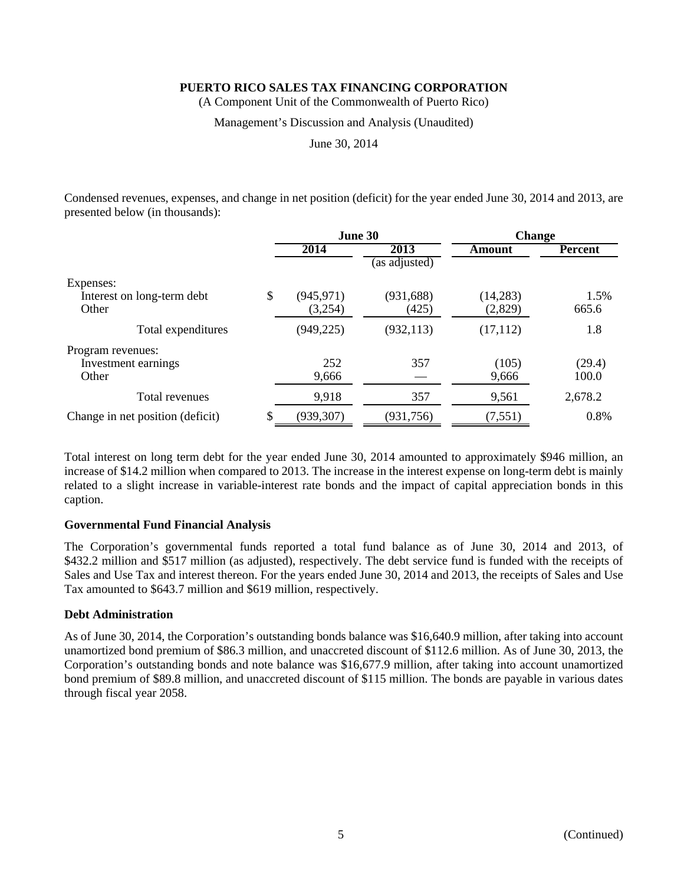**PUERTO RICO SALES TAX FINANCING CORPORATION**

(A Component Unit of the Commonwealth of Puerto Rico)

Management's Discussion and Analysis (Unaudited)

June 30, 2014

Condensed revenues, expenses, and change in net position (deficit) for the year ended June 30, 2014 and 2013, are presented below (in thousands):

| | June 30 | | Change | |
|---|---|---|---|---|
| | 2014 | 2013 (as adjusted) | Amount | Percent |
| Expenses: | | | | |
| Interest on long-term debt | $ (945,971) | (931,688) | (14,283) | 1.5% |
| Other | (3,254) | (425) | (2,829) | 665.6 |
| Total expenditures | (949,225) | (932,113) | (17,112) | 1.8 |
| Program revenues: | | | | |
| Investment earnings | 252 | 357 | (105) | (29.4) |
| Other | 9,666 | — | 9,666 | 100.0 |
| Total revenues | 9,918 | 357 | 9,561 | 2,678.2 |
| Change in net position (deficit) | $ (939,307) | (931,756) | (7,551) | 0.8% |

Total interest on long term debt for the year ended June 30, 2014 amounted to approximately $946 million, an increase of $14.2 million when compared to 2013. The increase in the interest expense on long-term debt is mainly related to a slight increase in variable-interest rate bonds and the impact of capital appreciation bonds in this caption.

**Governmental Fund Financial Analysis**

The Corporation's governmental funds reported a total fund balance as of June 30, 2014 and 2013, of $432.2 million and $517 million (as adjusted), respectively. The debt service fund is funded with the receipts of Sales and Use Tax and interest thereon. For the years ended June 30, 2014 and 2013, the receipts of Sales and Use Tax amounted to $643.7 million and $619 million, respectively.

**Debt Administration**

As of June 30, 2014, the Corporation's outstanding bonds balance was $16,640.9 million, after taking into account unamortized bond premium of $86.3 million, and unaccreted discount of $112.6 million. As of June 30, 2013, the Corporation's outstanding bonds and note balance was $16,677.9 million, after taking into account unamortized bond premium of $89.8 million, and unaccreted discount of $115 million. The bonds are payable in various dates through fiscal year 2058.

(Continued)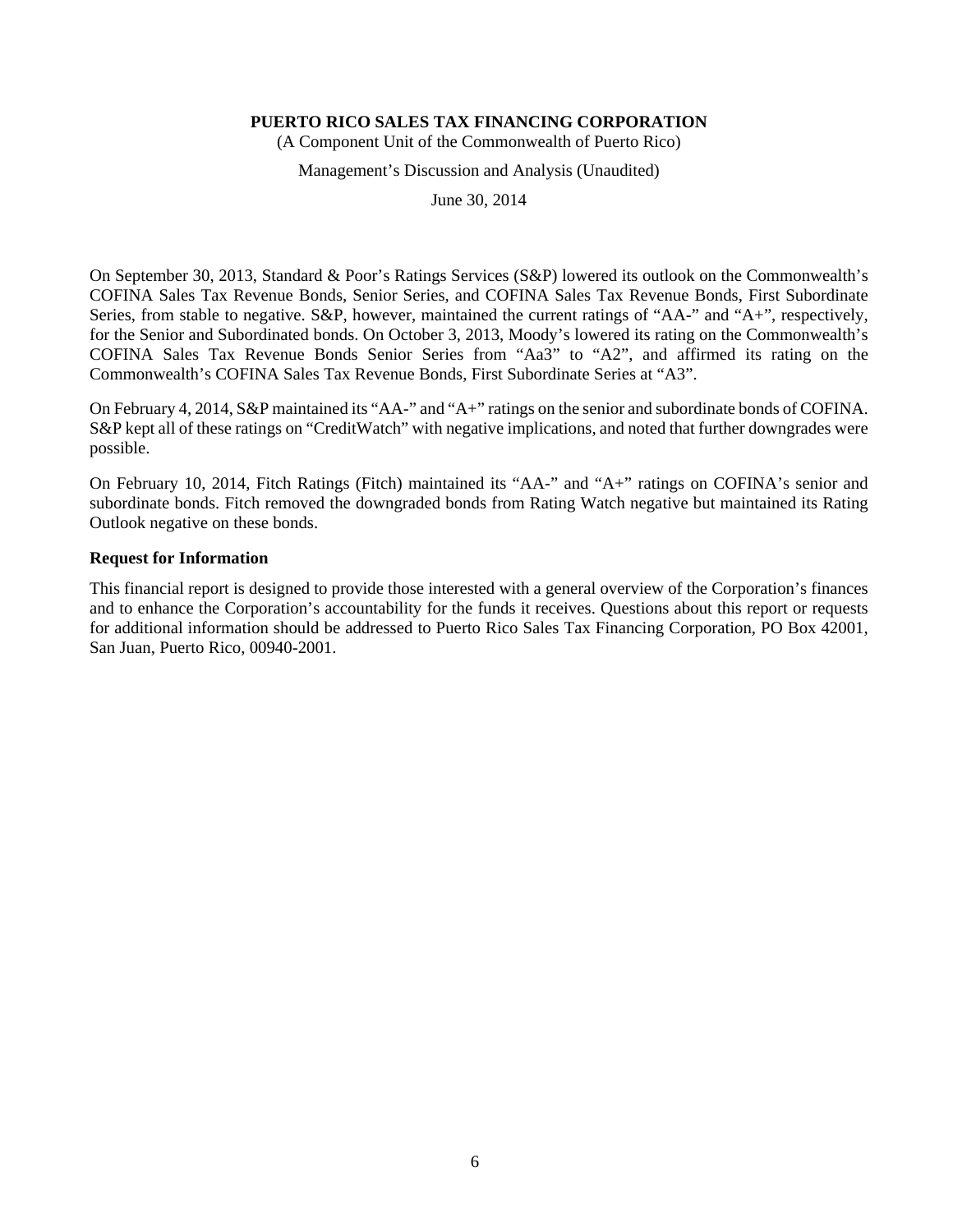On September 30, 2013, Standard & Poor's Ratings Services (S&P) lowered its outlook on the Commonwealth's COFINA Sales Tax Revenue Bonds, Senior Series, and COFINA Sales Tax Revenue Bonds, First Subordinate Series, from stable to negative. S&P, however, maintained the current ratings of "AA-" and "A+", respectively, for the Senior and Subordinated bonds. On October 3, 2013, Moody's lowered its rating on the Commonwealth's COFINA Sales Tax Revenue Bonds Senior Series from "Aa3" to "A2", and affirmed its rating on the Commonwealth's COFINA Sales Tax Revenue Bonds, First Subordinate Series at "A3".

On February 4, 2014, S&P maintained its "AA-" and "A+" ratings on the senior and subordinate bonds of COFINA. S&P kept all of these ratings on "CreditWatch" with negative implications, and noted that further downgrades were possible.

On February 10, 2014, Fitch Ratings (Fitch) maintained its "AA-" and "A+" ratings on COFINA's senior and subordinate bonds. Fitch removed the downgraded bonds from Rating Watch negative but maintained its Rating Outlook negative on these bonds.

### Request for Information

This financial report is designed to provide those interested with a general overview of the Corporation's finances and to enhance the Corporation's accountability for the funds it receives. Questions about this report or requests for additional information should be addressed to Puerto Rico Sales Tax Financing Corporation, PO Box 42001, San Juan, Puerto Rico, 00940-2001.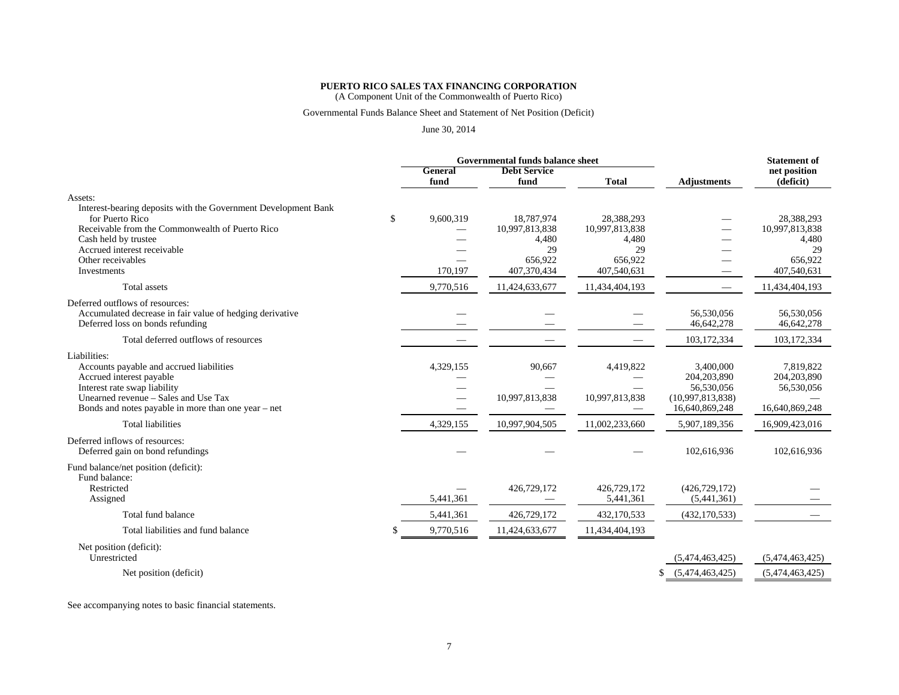**PUERTO RICO SALES TAX FINANCING CORPORATION**

(A Component Unit of the Commonwealth of Puerto Rico)

Governmental Funds Balance Sheet and Statement of Net Position (Deficit)

June 30, 2014

| | Governmental funds balance sheet | | | | Statement of |
|---|---|---|---|---|---|
| | General fund | Debt Service fund | Total | Adjustments | net position (deficit) |
| Assets: | | | | | |
| Interest-bearing deposits with the Government Development Bank for Puerto Rico | $ 9,600,319 | 18,787,974 | 28,388,293 | — | 28,388,293 |
| Receivable from the Commonwealth of Puerto Rico | — | 10,997,813,838 | 10,997,813,838 | — | 10,997,813,838 |
| Cash held by trustee | — | 4,480 | 4,480 | — | 4,480 |
| Accrued interest receivable | — | 29 | 29 | — | 29 |
| Other receivables | — | 656,922 | 656,922 | — | 656,922 |
| Investments | 170,197 | 407,370,434 | 407,540,631 | — | 407,540,631 |
| Total assets | 9,770,516 | 11,424,633,677 | 11,434,404,193 | — | 11,434,404,193 |
| Deferred outflows of resources: | | | | | |
| Accumulated decrease in fair value of hedging derivative | — | — | — | 56,530,056 | 56,530,056 |
| Deferred loss on bonds refunding | — | — | — | 46,642,278 | 46,642,278 |
| Total deferred outflows of resources | — | — | — | 103,172,334 | 103,172,334 |
| Liabilities: | | | | | |
| Accounts payable and accrued liabilities | 4,329,155 | 90,667 | 4,419,822 | 3,400,000 | 7,819,822 |
| Accrued interest payable | — | — | — | 204,203,890 | 204,203,890 |
| Interest rate swap liability | — | — | — | 56,530,056 | 56,530,056 |
| Unearned revenue – Sales and Use Tax | — | 10,997,813,838 | 10,997,813,838 | (10,997,813,838) | — |
| Bonds and notes payable in more than one year – net | — | — | — | 16,640,869,248 | 16,640,869,248 |
| Total liabilities | 4,329,155 | 10,997,904,505 | 11,002,233,660 | 5,907,189,356 | 16,909,423,016 |
| Deferred inflows of resources: | | | | | |
| Deferred gain on bond refundings | — | — | — | 102,616,936 | 102,616,936 |
| Fund balance/net position (deficit): | | | | | |
| Fund balance: | | | | | |
| Restricted | — | 426,729,172 | 426,729,172 | (426,729,172) | — |
| Assigned | 5,441,361 | — | 5,441,361 | (5,441,361) | — |
| Total fund balance | 5,441,361 | 426,729,172 | 432,170,533 | (432,170,533) | — |
| Total liabilities and fund balance | $ 9,770,516 | 11,424,633,677 | 11,434,404,193 | | |
| Net position (deficit): | | | | | |
| Unrestricted | | | | (5,474,463,425) | (5,474,463,425) |
| Net position (deficit) | | | | $ (5,474,463,425) | (5,474,463,425) |

See accompanying notes to basic financial statements.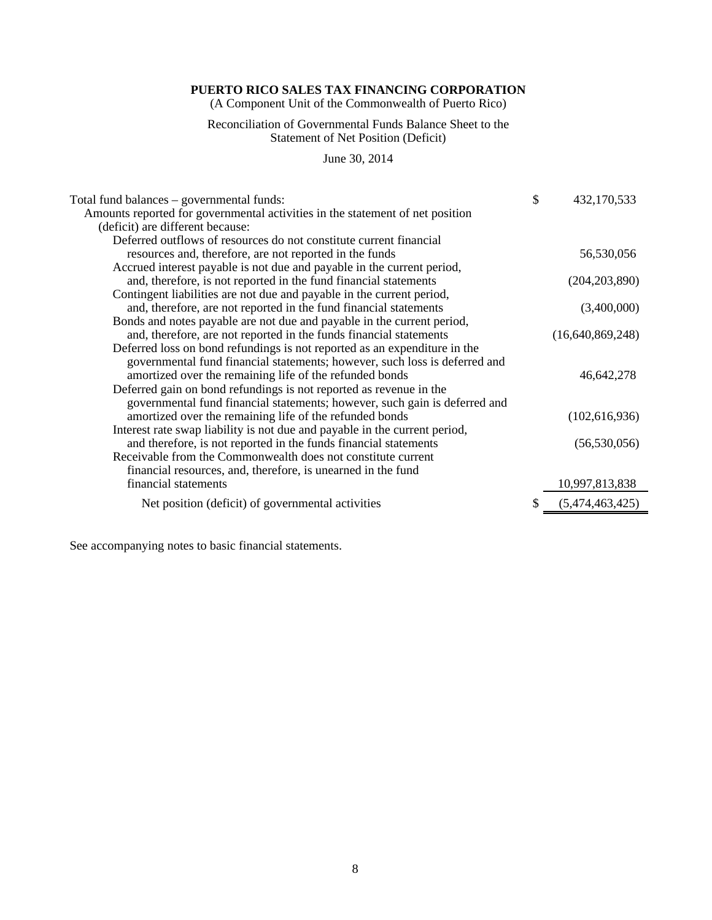**PUERTO RICO SALES TAX FINANCING CORPORATION**

(A Component Unit of the Commonwealth of Puerto Rico)

Reconciliation of Governmental Funds Balance Sheet to the Statement of Net Position (Deficit)

June 30, 2014

| | | |
|---|---|---|
| Total fund balances – governmental funds: | $ | 432,170,533 |
| Amounts reported for governmental activities in the statement of net position (deficit) are different because: | | |
| Deferred outflows of resources do not constitute current financial resources and, therefore, are not reported in the funds | | 56,530,056 |
| Accrued interest payable is not due and payable in the current period, and, therefore, is not reported in the fund financial statements | | (204,203,890) |
| Contingent liabilities are not due and payable in the current period, and, therefore, are not reported in the fund financial statements | | (3,400,000) |
| Bonds and notes payable are not due and payable in the current period, and, therefore, are not reported in the funds financial statements | | (16,640,869,248) |
| Deferred loss on bond refundings is not reported as an expenditure in the governmental fund financial statements; however, such loss is deferred and amortized over the remaining life of the refunded bonds | | 46,642,278 |
| Deferred gain on bond refundings is not reported as revenue in the governmental fund financial statements; however, such gain is deferred and amortized over the remaining life of the refunded bonds | | (102,616,936) |
| Interest rate swap liability is not due and payable in the current period, and therefore, is not reported in the funds financial statements | | (56,530,056) |
| Receivable from the Commonwealth does not constitute current financial resources, and, therefore, is unearned in the fund financial statements | | 10,997,813,838 |
| Net position (deficit) of governmental activities | $ | (5,474,463,425) |

See accompanying notes to basic financial statements.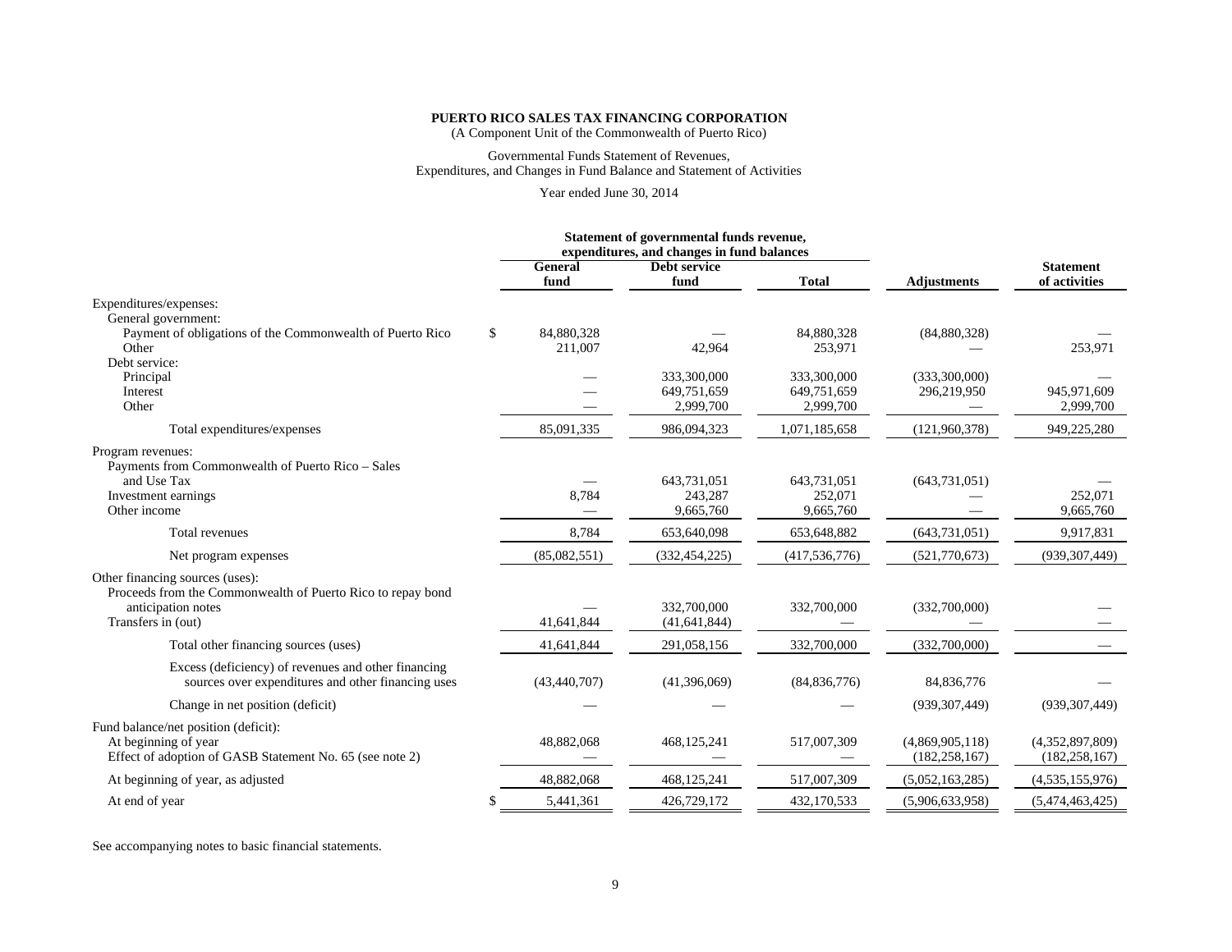**PUERTO RICO SALES TAX FINANCING CORPORATION**

(A Component Unit of the Commonwealth of Puerto Rico)

Governmental Funds Statement of Revenues,
Expenditures, and Changes in Fund Balance and Statement of Activities

Year ended June 30, 2014

| | Statement of governmental funds revenue, expenditures, and changes in fund balances | | | | |
|---|---|---|---|---|---|
| | General fund | Debt service fund | Total | Adjustments | Statement of activities |
| Expenditures/expenses: | | | | | |
| General government: | | | | | |
| Payment of obligations of the Commonwealth of Puerto Rico | $ 84,880,328 | — | 84,880,328 | (84,880,328) | — |
| Other | 211,007 | 42,964 | 253,971 | — | 253,971 |
| Debt service: | | | | | |
| Principal | — | 333,300,000 | 333,300,000 | (333,300,000) | — |
| Interest | — | 649,751,659 | 649,751,659 | 296,219,950 | 945,971,609 |
| Other | — | 2,999,700 | 2,999,700 | — | 2,999,700 |
| Total expenditures/expenses | 85,091,335 | 986,094,323 | 1,071,185,658 | (121,960,378) | 949,225,280 |
| Program revenues: | | | | | |
| Payments from Commonwealth of Puerto Rico – Sales and Use Tax | — | 643,731,051 | 643,731,051 | (643,731,051) | — |
| Investment earnings | 8,784 | 243,287 | 252,071 | — | 252,071 |
| Other income | — | 9,665,760 | 9,665,760 | — | 9,665,760 |
| Total revenues | 8,784 | 653,640,098 | 653,648,882 | (643,731,051) | 9,917,831 |
| Net program expenses | (85,082,551) | (332,454,225) | (417,536,776) | (521,770,673) | (939,307,449) |
| Other financing sources (uses): | | | | | |
| Proceeds from the Commonwealth of Puerto Rico to repay bond anticipation notes | — | 332,700,000 | 332,700,000 | (332,700,000) | — |
| Transfers in (out) | 41,641,844 | (41,641,844) | — | — | — |
| Total other financing sources (uses) | 41,641,844 | 291,058,156 | 332,700,000 | (332,700,000) | — |
| Excess (deficiency) of revenues and other financing sources over expenditures and other financing uses | (43,440,707) | (41,396,069) | (84,836,776) | 84,836,776 | — |
| Change in net position (deficit) | — | — | — | (939,307,449) | (939,307,449) |
| Fund balance/net position (deficit): | | | | | |
| At beginning of year | 48,882,068 | 468,125,241 | 517,007,309 | (4,869,905,118) | (4,352,897,809) |
| Effect of adoption of GASB Statement No. 65 (see note 2) | — | — | — | (182,258,167) | (182,258,167) |
| At beginning of year, as adjusted | 48,882,068 | 468,125,241 | 517,007,309 | (5,052,163,285) | (4,535,155,976) |
| At end of year | $ 5,441,361 | 426,729,172 | 432,170,533 | (5,906,633,958) | (5,474,463,425) |

See accompanying notes to basic financial statements.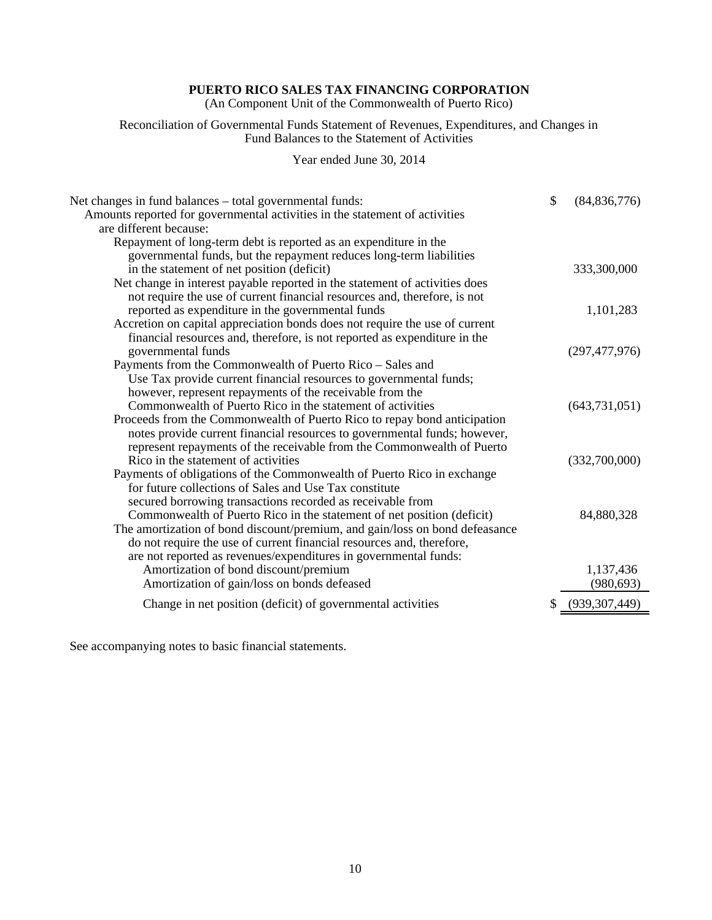**PUERTO RICO SALES TAX FINANCING CORPORATION**

(An Component Unit of the Commonwealth of Puerto Rico)

Reconciliation of Governmental Funds Statement of Revenues, Expenditures, and Changes in Fund Balances to the Statement of Activities

Year ended June 30, 2014

| | |
|---|---|
| Net changes in fund balances – total governmental funds: | $ (84,836,776) |
| Amounts reported for governmental activities in the statement of activities are different because: | |
| Repayment of long-term debt is reported as an expenditure in the governmental funds, but the repayment reduces long-term liabilities in the statement of net position (deficit) | 333,300,000 |
| Net change in interest payable reported in the statement of activities does not require the use of current financial resources and, therefore, is not reported as expenditure in the governmental funds | 1,101,283 |
| Accretion on capital appreciation bonds does not require the use of current financial resources and, therefore, is not reported as expenditure in the governmental funds | (297,477,976) |
| Payments from the Commonwealth of Puerto Rico – Sales and Use Tax provide current financial resources to governmental funds; however, represent repayments of the receivable from the Commonwealth of Puerto Rico in the statement of activities | (643,731,051) |
| Proceeds from the Commonwealth of Puerto Rico to repay bond anticipation notes provide current financial resources to governmental funds; however, represent repayments of the receivable from the Commonwealth of Puerto Rico in the statement of activities | (332,700,000) |
| Payments of obligations of the Commonwealth of Puerto Rico in exchange for future collections of Sales and Use Tax constitute secured borrowing transactions recorded as receivable from Commonwealth of Puerto Rico in the statement of net position (deficit) | 84,880,328 |
| The amortization of bond discount/premium, and gain/loss on bond defeasance do not require the use of current financial resources and, therefore, are not reported as revenues/expenditures in governmental funds: | |
| Amortization of bond discount/premium | 1,137,436 |
| Amortization of gain/loss on bonds defeased | (980,693) |
| Change in net position (deficit) of governmental activities | $ (939,307,449) |

See accompanying notes to basic financial statements.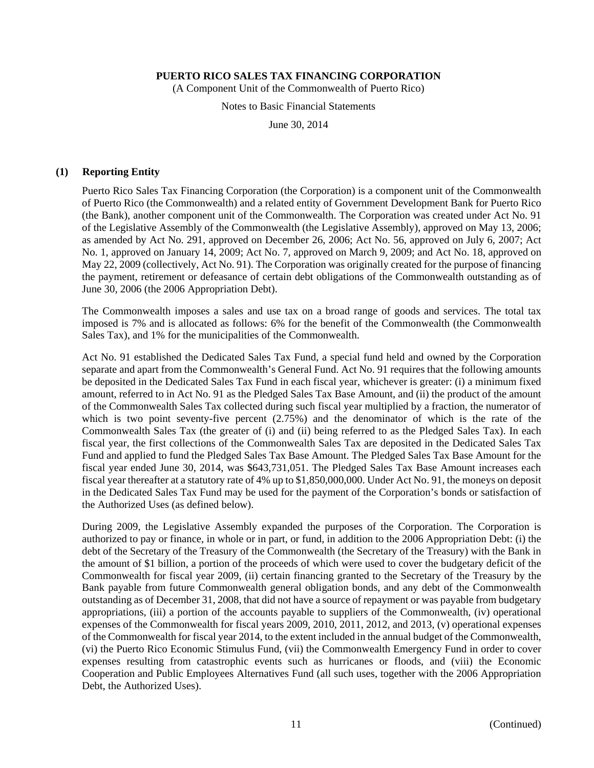## (1) Reporting Entity

Puerto Rico Sales Tax Financing Corporation (the Corporation) is a component unit of the Commonwealth of Puerto Rico (the Commonwealth) and a related entity of Government Development Bank for Puerto Rico (the Bank), another component unit of the Commonwealth. The Corporation was created under Act No. 91 of the Legislative Assembly of the Commonwealth (the Legislative Assembly), approved on May 13, 2006; as amended by Act No. 291, approved on December 26, 2006; Act No. 56, approved on July 6, 2007; Act No. 1, approved on January 14, 2009; Act No. 7, approved on March 9, 2009; and Act No. 18, approved on May 22, 2009 (collectively, Act No. 91). The Corporation was originally created for the purpose of financing the payment, retirement or defeasance of certain debt obligations of the Commonwealth outstanding as of June 30, 2006 (the 2006 Appropriation Debt).

The Commonwealth imposes a sales and use tax on a broad range of goods and services. The total tax imposed is 7% and is allocated as follows: 6% for the benefit of the Commonwealth (the Commonwealth Sales Tax), and 1% for the municipalities of the Commonwealth.

Act No. 91 established the Dedicated Sales Tax Fund, a special fund held and owned by the Corporation separate and apart from the Commonwealth's General Fund. Act No. 91 requires that the following amounts be deposited in the Dedicated Sales Tax Fund in each fiscal year, whichever is greater: (i) a minimum fixed amount, referred to in Act No. 91 as the Pledged Sales Tax Base Amount, and (ii) the product of the amount of the Commonwealth Sales Tax collected during such fiscal year multiplied by a fraction, the numerator of which is two point seventy-five percent (2.75%) and the denominator of which is the rate of the Commonwealth Sales Tax (the greater of (i) and (ii) being referred to as the Pledged Sales Tax). In each fiscal year, the first collections of the Commonwealth Sales Tax are deposited in the Dedicated Sales Tax Fund and applied to fund the Pledged Sales Tax Base Amount. The Pledged Sales Tax Base Amount for the fiscal year ended June 30, 2014, was $643,731,051. The Pledged Sales Tax Base Amount increases each fiscal year thereafter at a statutory rate of 4% up to $1,850,000,000. Under Act No. 91, the moneys on deposit in the Dedicated Sales Tax Fund may be used for the payment of the Corporation's bonds or satisfaction of the Authorized Uses (as defined below).

During 2009, the Legislative Assembly expanded the purposes of the Corporation. The Corporation is authorized to pay or finance, in whole or in part, or fund, in addition to the 2006 Appropriation Debt: (i) the debt of the Secretary of the Treasury of the Commonwealth (the Secretary of the Treasury) with the Bank in the amount of $1 billion, a portion of the proceeds of which were used to cover the budgetary deficit of the Commonwealth for fiscal year 2009, (ii) certain financing granted to the Secretary of the Treasury by the Bank payable from future Commonwealth general obligation bonds, and any debt of the Commonwealth outstanding as of December 31, 2008, that did not have a source of repayment or was payable from budgetary appropriations, (iii) a portion of the accounts payable to suppliers of the Commonwealth, (iv) operational expenses of the Commonwealth for fiscal years 2009, 2010, 2011, 2012, and 2013, (v) operational expenses of the Commonwealth for fiscal year 2014, to the extent included in the annual budget of the Commonwealth, (vi) the Puerto Rico Economic Stimulus Fund, (vii) the Commonwealth Emergency Fund in order to cover expenses resulting from catastrophic events such as hurricanes or floods, and (viii) the Economic Cooperation and Public Employees Alternatives Fund (all such uses, together with the 2006 Appropriation Debt, the Authorized Uses).

(Continued)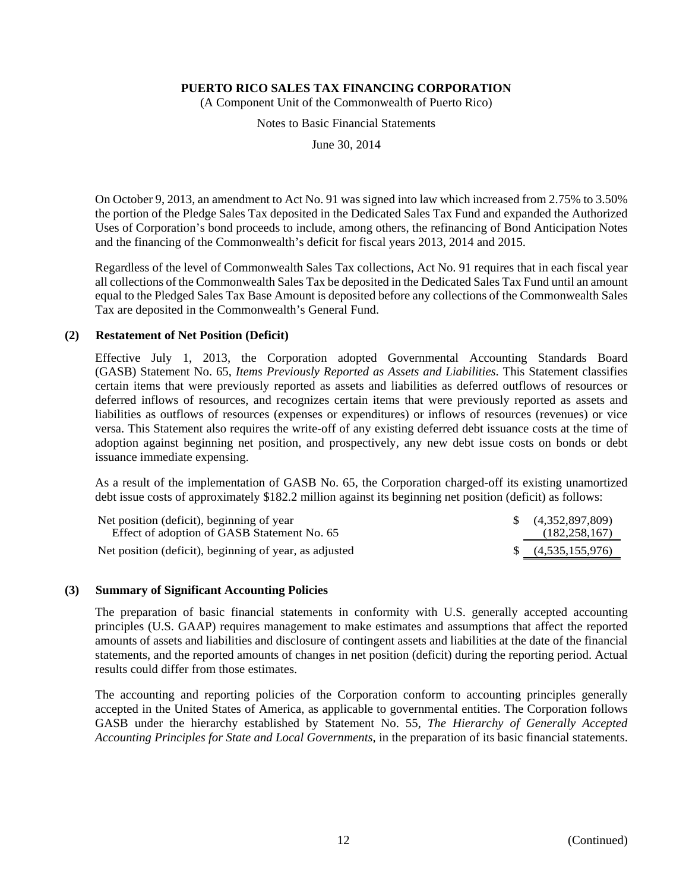On October 9, 2013, an amendment to Act No. 91 was signed into law which increased from 2.75% to 3.50% the portion of the Pledge Sales Tax deposited in the Dedicated Sales Tax Fund and expanded the Authorized Uses of Corporation's bond proceeds to include, among others, the refinancing of Bond Anticipation Notes and the financing of the Commonwealth's deficit for fiscal years 2013, 2014 and 2015.

Regardless of the level of Commonwealth Sales Tax collections, Act No. 91 requires that in each fiscal year all collections of the Commonwealth Sales Tax be deposited in the Dedicated Sales Tax Fund until an amount equal to the Pledged Sales Tax Base Amount is deposited before any collections of the Commonwealth Sales Tax are deposited in the Commonwealth's General Fund.

## (2) Restatement of Net Position (Deficit)

Effective July 1, 2013, the Corporation adopted Governmental Accounting Standards Board (GASB) Statement No. 65, *Items Previously Reported as Assets and Liabilities*. This Statement classifies certain items that were previously reported as assets and liabilities as deferred outflows of resources or deferred inflows of resources, and recognizes certain items that were previously reported as assets and liabilities as outflows of resources (expenses or expenditures) or inflows of resources (revenues) or vice versa. This Statement also requires the write-off of any existing deferred debt issuance costs at the time of adoption against beginning net position, and prospectively, any new debt issue costs on bonds or debt issuance immediate expensing.

As a result of the implementation of GASB No. 65, the Corporation charged-off its existing unamortized debt issue costs of approximately $182.2 million against its beginning net position (deficit) as follows:

| | | |
|---|---|---|
| Net position (deficit), beginning of year | $ | (4,352,897,809) |
| Effect of adoption of GASB Statement No. 65 | | (182,258,167) |
| Net position (deficit), beginning of year, as adjusted | $ | (4,535,155,976) |

## (3) Summary of Significant Accounting Policies

The preparation of basic financial statements in conformity with U.S. generally accepted accounting principles (U.S. GAAP) requires management to make estimates and assumptions that affect the reported amounts of assets and liabilities and disclosure of contingent assets and liabilities at the date of the financial statements, and the reported amounts of changes in net position (deficit) during the reporting period. Actual results could differ from those estimates.

The accounting and reporting policies of the Corporation conform to accounting principles generally accepted in the United States of America, as applicable to governmental entities. The Corporation follows GASB under the hierarchy established by Statement No. 55, *The Hierarchy of Generally Accepted Accounting Principles for State and Local Governments*, in the preparation of its basic financial statements.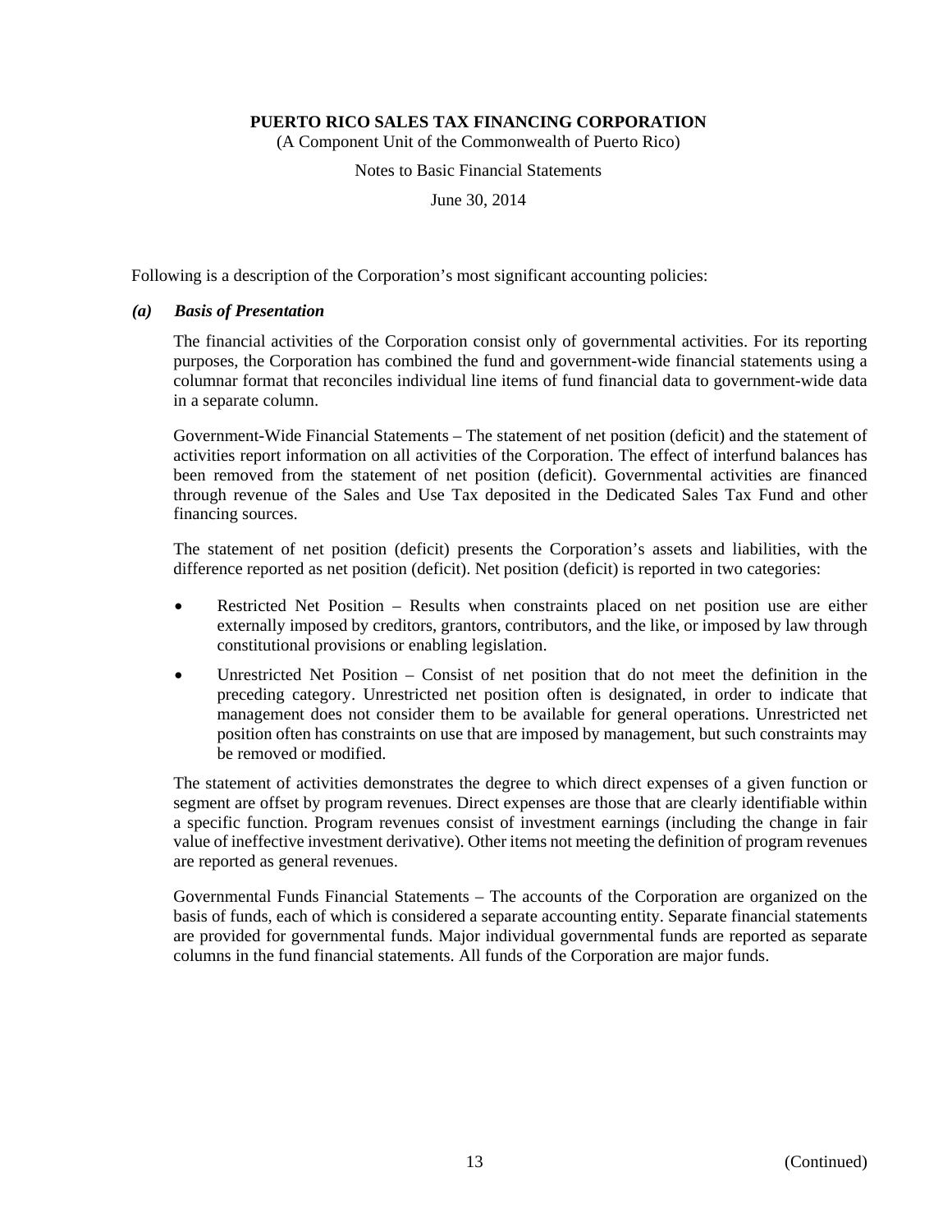Following is a description of the Corporation's most significant accounting policies:

### *(a) Basis of Presentation*

The financial activities of the Corporation consist only of governmental activities. For its reporting purposes, the Corporation has combined the fund and government-wide financial statements using a columnar format that reconciles individual line items of fund financial data to government-wide data in a separate column.

Government-Wide Financial Statements – The statement of net position (deficit) and the statement of activities report information on all activities of the Corporation. The effect of interfund balances has been removed from the statement of net position (deficit). Governmental activities are financed through revenue of the Sales and Use Tax deposited in the Dedicated Sales Tax Fund and other financing sources.

The statement of net position (deficit) presents the Corporation's assets and liabilities, with the difference reported as net position (deficit). Net position (deficit) is reported in two categories:

- Restricted Net Position – Results when constraints placed on net position use are either externally imposed by creditors, grantors, contributors, and the like, or imposed by law through constitutional provisions or enabling legislation.
- Unrestricted Net Position – Consist of net position that do not meet the definition in the preceding category. Unrestricted net position often is designated, in order to indicate that management does not consider them to be available for general operations. Unrestricted net position often has constraints on use that are imposed by management, but such constraints may be removed or modified.

The statement of activities demonstrates the degree to which direct expenses of a given function or segment are offset by program revenues. Direct expenses are those that are clearly identifiable within a specific function. Program revenues consist of investment earnings (including the change in fair value of ineffective investment derivative). Other items not meeting the definition of program revenues are reported as general revenues.

Governmental Funds Financial Statements – The accounts of the Corporation are organized on the basis of funds, each of which is considered a separate accounting entity. Separate financial statements are provided for governmental funds. Major individual governmental funds are reported as separate columns in the fund financial statements. All funds of the Corporation are major funds.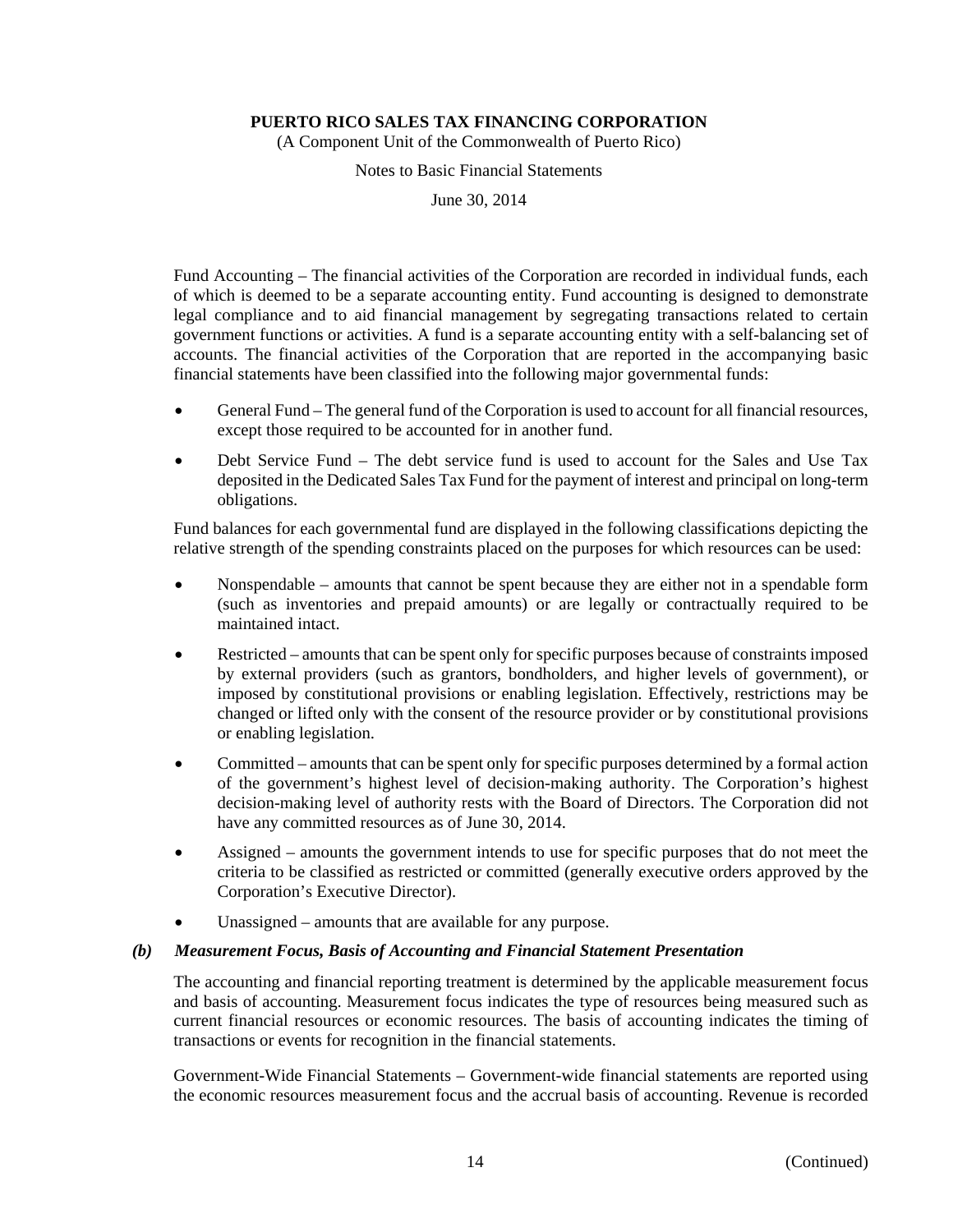Fund Accounting – The financial activities of the Corporation are recorded in individual funds, each of which is deemed to be a separate accounting entity. Fund accounting is designed to demonstrate legal compliance and to aid financial management by segregating transactions related to certain government functions or activities. A fund is a separate accounting entity with a self-balancing set of accounts. The financial activities of the Corporation that are reported in the accompanying basic financial statements have been classified into the following major governmental funds:

- General Fund – The general fund of the Corporation is used to account for all financial resources, except those required to be accounted for in another fund.
- Debt Service Fund – The debt service fund is used to account for the Sales and Use Tax deposited in the Dedicated Sales Tax Fund for the payment of interest and principal on long-term obligations.

Fund balances for each governmental fund are displayed in the following classifications depicting the relative strength of the spending constraints placed on the purposes for which resources can be used:

- Nonspendable – amounts that cannot be spent because they are either not in a spendable form (such as inventories and prepaid amounts) or are legally or contractually required to be maintained intact.
- Restricted – amounts that can be spent only for specific purposes because of constraints imposed by external providers (such as grantors, bondholders, and higher levels of government), or imposed by constitutional provisions or enabling legislation. Effectively, restrictions may be changed or lifted only with the consent of the resource provider or by constitutional provisions or enabling legislation.
- Committed – amounts that can be spent only for specific purposes determined by a formal action of the government's highest level of decision-making authority. The Corporation's highest decision-making level of authority rests with the Board of Directors. The Corporation did not have any committed resources as of June 30, 2014.
- Assigned – amounts the government intends to use for specific purposes that do not meet the criteria to be classified as restricted or committed (generally executive orders approved by the Corporation's Executive Director).
- Unassigned – amounts that are available for any purpose.

### *(b) Measurement Focus, Basis of Accounting and Financial Statement Presentation*

The accounting and financial reporting treatment is determined by the applicable measurement focus and basis of accounting. Measurement focus indicates the type of resources being measured such as current financial resources or economic resources. The basis of accounting indicates the timing of transactions or events for recognition in the financial statements.

Government-Wide Financial Statements – Government-wide financial statements are reported using the economic resources measurement focus and the accrual basis of accounting. Revenue is recorded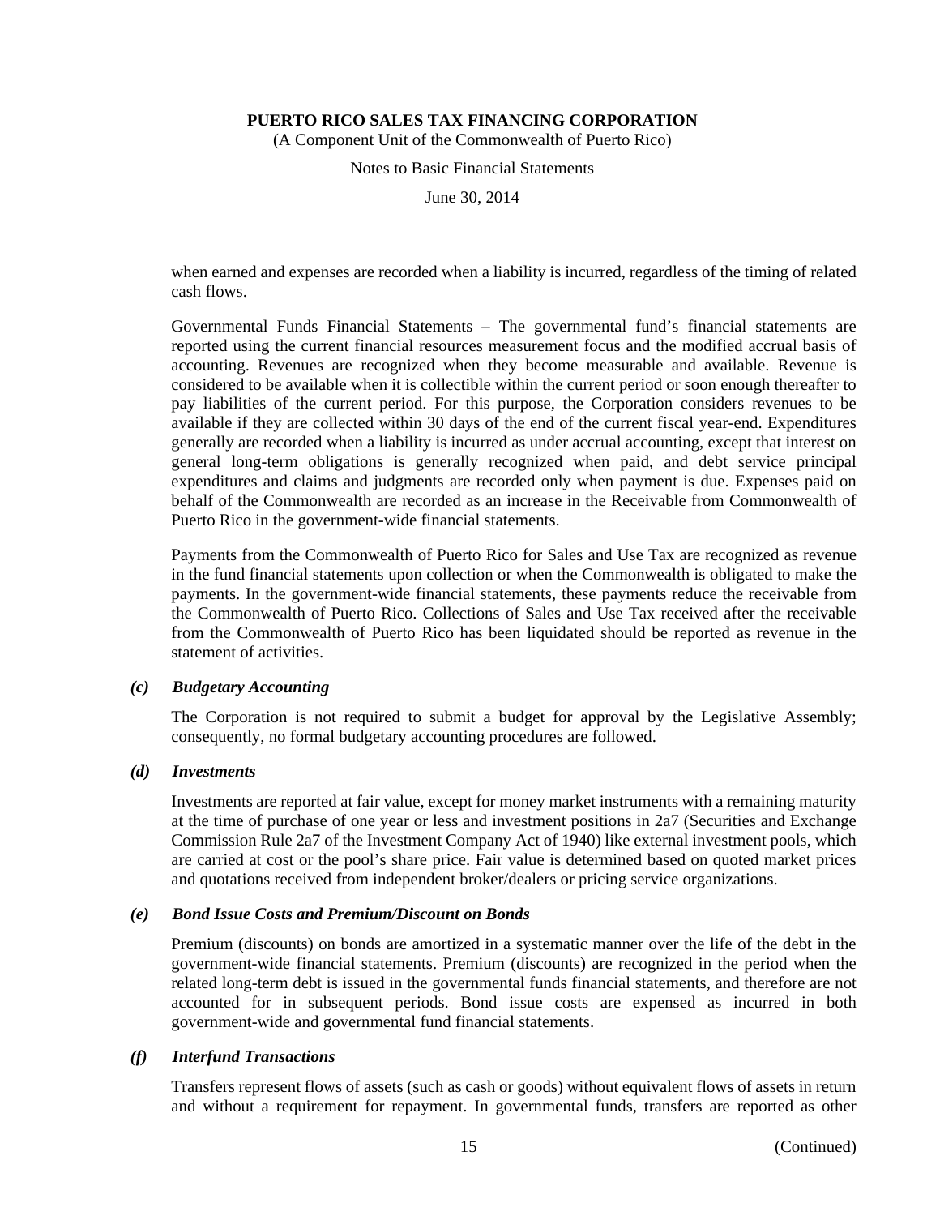when earned and expenses are recorded when a liability is incurred, regardless of the timing of related cash flows.

Governmental Funds Financial Statements – The governmental fund's financial statements are reported using the current financial resources measurement focus and the modified accrual basis of accounting. Revenues are recognized when they become measurable and available. Revenue is considered to be available when it is collectible within the current period or soon enough thereafter to pay liabilities of the current period. For this purpose, the Corporation considers revenues to be available if they are collected within 30 days of the end of the current fiscal year-end. Expenditures generally are recorded when a liability is incurred as under accrual accounting, except that interest on general long-term obligations is generally recognized when paid, and debt service principal expenditures and claims and judgments are recorded only when payment is due. Expenses paid on behalf of the Commonwealth are recorded as an increase in the Receivable from Commonwealth of Puerto Rico in the government-wide financial statements.

Payments from the Commonwealth of Puerto Rico for Sales and Use Tax are recognized as revenue in the fund financial statements upon collection or when the Commonwealth is obligated to make the payments. In the government-wide financial statements, these payments reduce the receivable from the Commonwealth of Puerto Rico. Collections of Sales and Use Tax received after the receivable from the Commonwealth of Puerto Rico has been liquidated should be reported as revenue in the statement of activities.

### *(c) Budgetary Accounting*

The Corporation is not required to submit a budget for approval by the Legislative Assembly; consequently, no formal budgetary accounting procedures are followed.

### *(d) Investments*

Investments are reported at fair value, except for money market instruments with a remaining maturity at the time of purchase of one year or less and investment positions in 2a7 (Securities and Exchange Commission Rule 2a7 of the Investment Company Act of 1940) like external investment pools, which are carried at cost or the pool's share price. Fair value is determined based on quoted market prices and quotations received from independent broker/dealers or pricing service organizations.

### *(e) Bond Issue Costs and Premium/Discount on Bonds*

Premium (discounts) on bonds are amortized in a systematic manner over the life of the debt in the government-wide financial statements. Premium (discounts) are recognized in the period when the related long-term debt is issued in the governmental funds financial statements, and therefore are not accounted for in subsequent periods. Bond issue costs are expensed as incurred in both government-wide and governmental fund financial statements.

### *(f) Interfund Transactions*

Transfers represent flows of assets (such as cash or goods) without equivalent flows of assets in return and without a requirement for repayment. In governmental funds, transfers are reported as other

(Continued)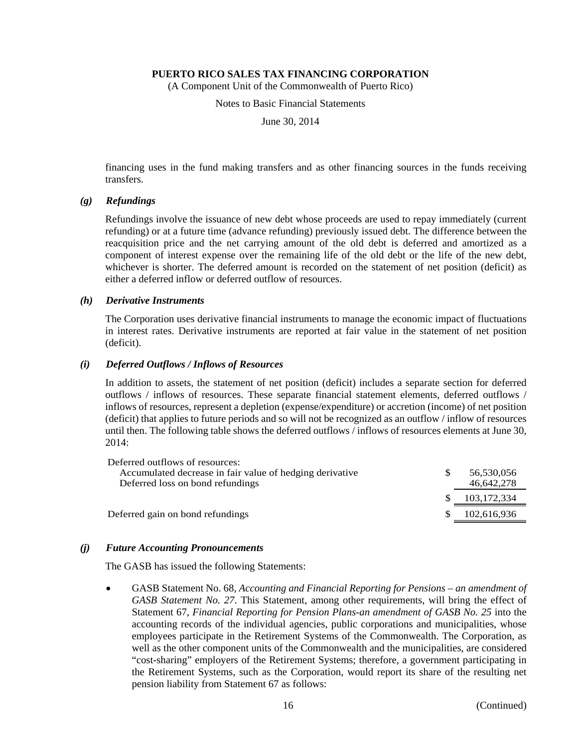financing uses in the fund making transfers and as other financing sources in the funds receiving transfers.

### *(g) Refundings*

Refundings involve the issuance of new debt whose proceeds are used to repay immediately (current refunding) or at a future time (advance refunding) previously issued debt. The difference between the reacquisition price and the net carrying amount of the old debt is deferred and amortized as a component of interest expense over the remaining life of the old debt or the life of the new debt, whichever is shorter. The deferred amount is recorded on the statement of net position (deficit) as either a deferred inflow or deferred outflow of resources.

### *(h) Derivative Instruments*

The Corporation uses derivative financial instruments to manage the economic impact of fluctuations in interest rates. Derivative instruments are reported at fair value in the statement of net position (deficit).

### *(i) Deferred Outflows / Inflows of Resources*

In addition to assets, the statement of net position (deficit) includes a separate section for deferred outflows / inflows of resources. These separate financial statement elements, deferred outflows / inflows of resources, represent a depletion (expense/expenditure) or accretion (income) of net position (deficit) that applies to future periods and so will not be recognized as an outflow / inflow of resources until then. The following table shows the deferred outflows / inflows of resources elements at June 30, 2014:

| | | |
|---|---|---|
| Deferred outflows of resources: | | |
| Accumulated decrease in fair value of hedging derivative | $ | 56,530,056 |
| Deferred loss on bond refundings | | 46,642,278 |
| | $ | 103,172,334 |
| Deferred gain on bond refundings | $ | 102,616,936 |

### *(j) Future Accounting Pronouncements*

The GASB has issued the following Statements:

- GASB Statement No. 68, *Accounting and Financial Reporting for Pensions – an amendment of GASB Statement No. 27*. This Statement, among other requirements, will bring the effect of Statement 67, *Financial Reporting for Pension Plans-an amendment of GASB No. 25* into the accounting records of the individual agencies, public corporations and municipalities, whose employees participate in the Retirement Systems of the Commonwealth. The Corporation, as well as the other component units of the Commonwealth and the municipalities, are considered "cost-sharing" employers of the Retirement Systems; therefore, a government participating in the Retirement Systems, such as the Corporation, would report its share of the resulting net pension liability from Statement 67 as follows:

(Continued)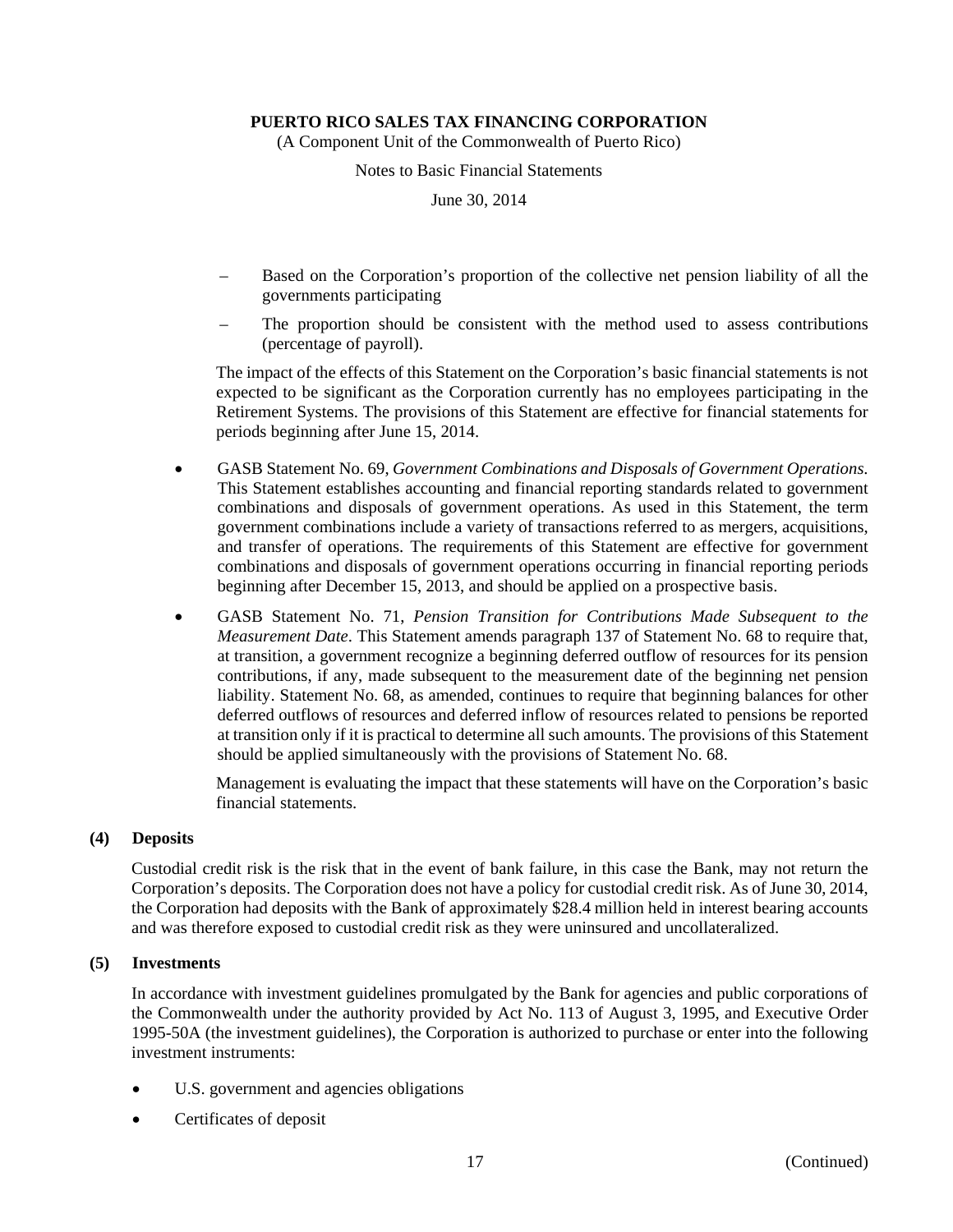- Based on the Corporation's proportion of the collective net pension liability of all the governments participating
- The proportion should be consistent with the method used to assess contributions (percentage of payroll).

The impact of the effects of this Statement on the Corporation's basic financial statements is not expected to be significant as the Corporation currently has no employees participating in the Retirement Systems. The provisions of this Statement are effective for financial statements for periods beginning after June 15, 2014.

- GASB Statement No. 69, *Government Combinations and Disposals of Government Operations*. This Statement establishes accounting and financial reporting standards related to government combinations and disposals of government operations. As used in this Statement, the term government combinations include a variety of transactions referred to as mergers, acquisitions, and transfer of operations. The requirements of this Statement are effective for government combinations and disposals of government operations occurring in financial reporting periods beginning after December 15, 2013, and should be applied on a prospective basis.

- GASB Statement No. 71, *Pension Transition for Contributions Made Subsequent to the Measurement Date*. This Statement amends paragraph 137 of Statement No. 68 to require that, at transition, a government recognize a beginning deferred outflow of resources for its pension contributions, if any, made subsequent to the measurement date of the beginning net pension liability. Statement No. 68, as amended, continues to require that beginning balances for other deferred outflows of resources and deferred inflow of resources related to pensions be reported at transition only if it is practical to determine all such amounts. The provisions of this Statement should be applied simultaneously with the provisions of Statement No. 68.

  Management is evaluating the impact that these statements will have on the Corporation's basic financial statements.

## (4) Deposits

Custodial credit risk is the risk that in the event of bank failure, in this case the Bank, may not return the Corporation's deposits. The Corporation does not have a policy for custodial credit risk. As of June 30, 2014, the Corporation had deposits with the Bank of approximately $28.4 million held in interest bearing accounts and was therefore exposed to custodial credit risk as they were uninsured and uncollateralized.

## (5) Investments

In accordance with investment guidelines promulgated by the Bank for agencies and public corporations of the Commonwealth under the authority provided by Act No. 113 of August 3, 1995, and Executive Order 1995-50A (the investment guidelines), the Corporation is authorized to purchase or enter into the following investment instruments:

- U.S. government and agencies obligations
- Certificates of deposit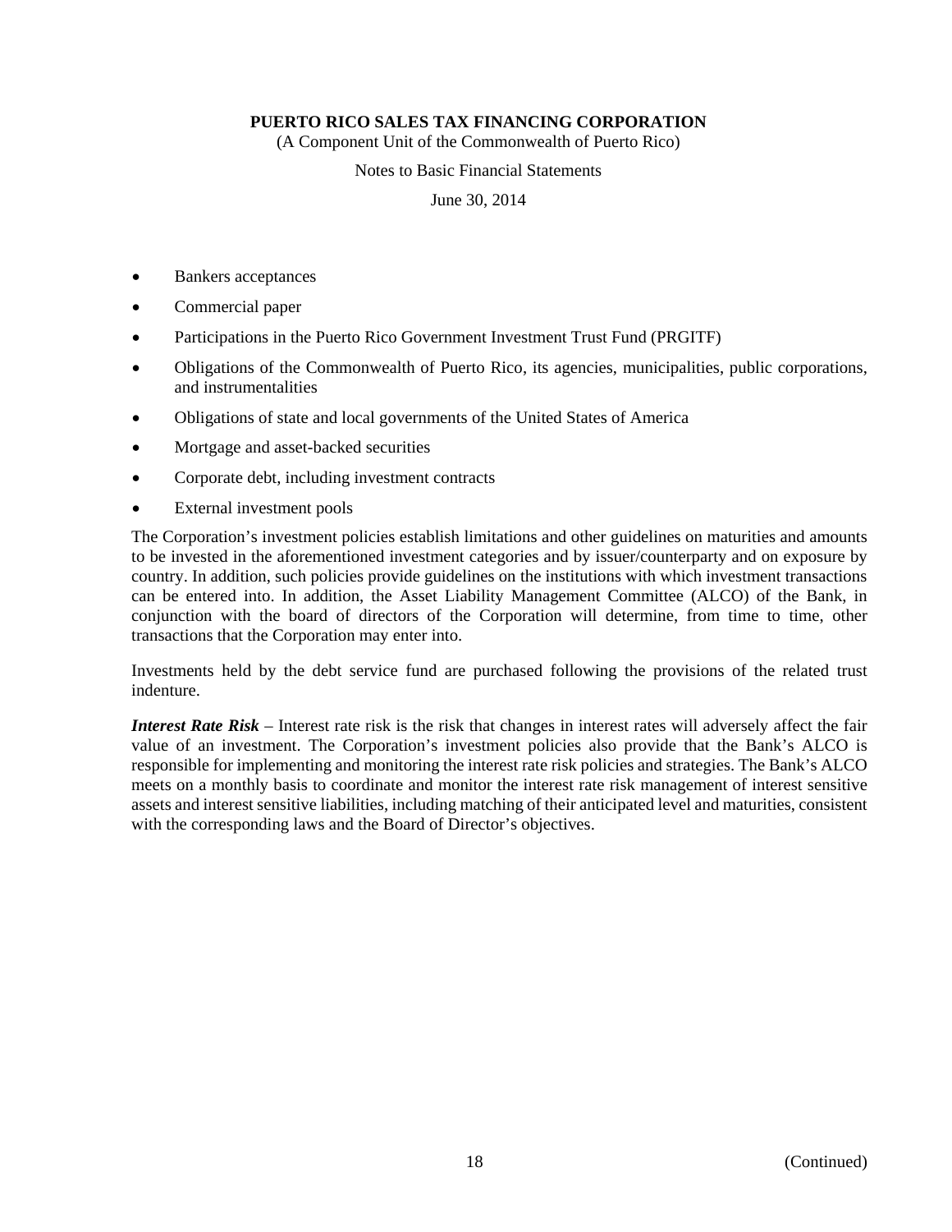- Bankers acceptances
- Commercial paper
- Participations in the Puerto Rico Government Investment Trust Fund (PRGITF)
- Obligations of the Commonwealth of Puerto Rico, its agencies, municipalities, public corporations, and instrumentalities
- Obligations of state and local governments of the United States of America
- Mortgage and asset-backed securities
- Corporate debt, including investment contracts
- External investment pools

The Corporation's investment policies establish limitations and other guidelines on maturities and amounts to be invested in the aforementioned investment categories and by issuer/counterparty and on exposure by country. In addition, such policies provide guidelines on the institutions with which investment transactions can be entered into. In addition, the Asset Liability Management Committee (ALCO) of the Bank, in conjunction with the board of directors of the Corporation will determine, from time to time, other transactions that the Corporation may enter into.

Investments held by the debt service fund are purchased following the provisions of the related trust indenture.

***Interest Rate Risk*** – Interest rate risk is the risk that changes in interest rates will adversely affect the fair value of an investment. The Corporation's investment policies also provide that the Bank's ALCO is responsible for implementing and monitoring the interest rate risk policies and strategies. The Bank's ALCO meets on a monthly basis to coordinate and monitor the interest rate risk management of interest sensitive assets and interest sensitive liabilities, including matching of their anticipated level and maturities, consistent with the corresponding laws and the Board of Director's objectives.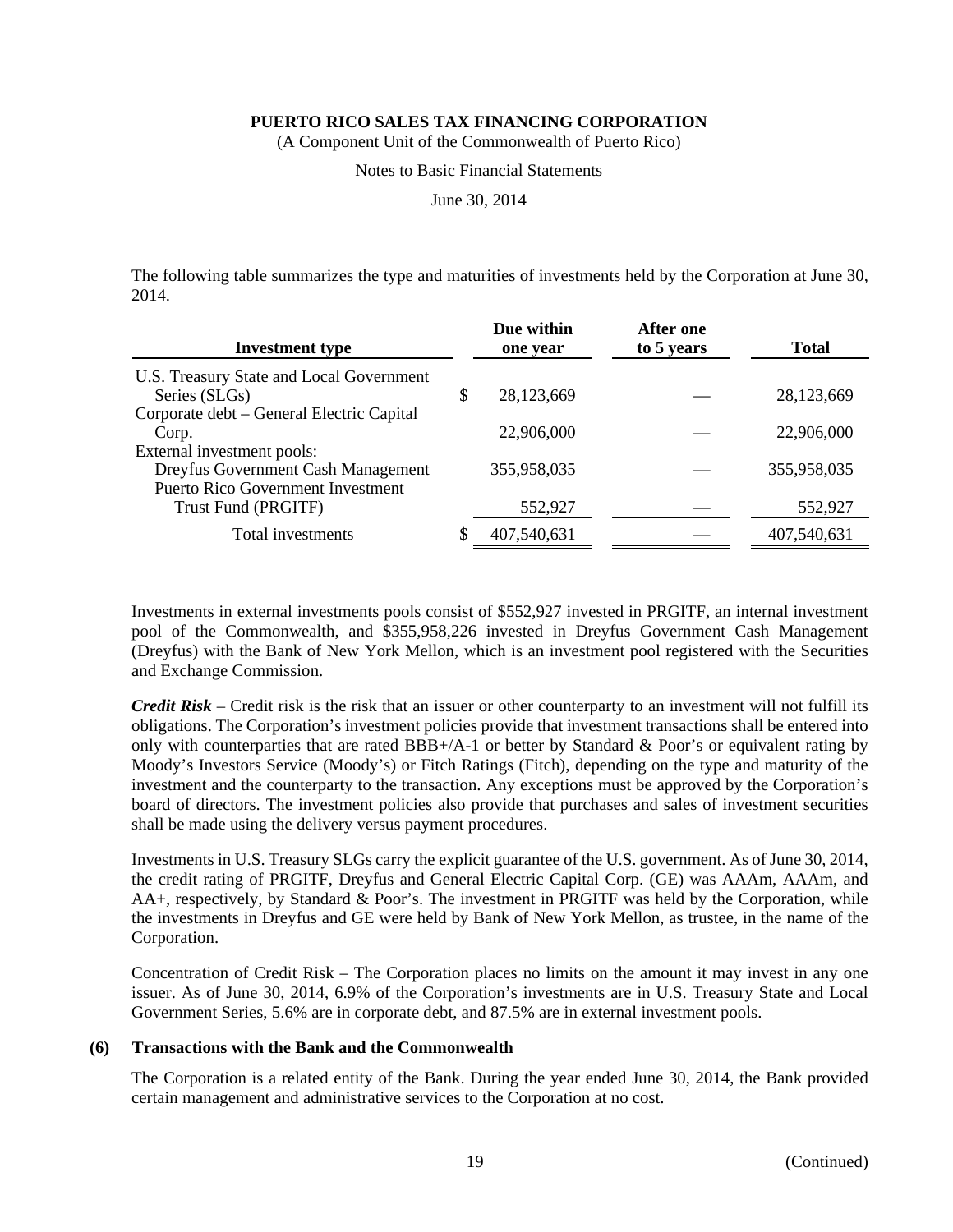The following table summarizes the type and maturities of investments held by the Corporation at June 30, 2014.

| Investment type | Due within one year | After one to 5 years | Total |
|---|---|---|---|
| U.S. Treasury State and Local Government Series (SLGs) | $ 28,123,669 | — | 28,123,669 |
| Corporate debt – General Electric Capital Corp. | 22,906,000 | — | 22,906,000 |
| External investment pools: | | | |
| Dreyfus Government Cash Management | 355,958,035 | — | 355,958,035 |
| Puerto Rico Government Investment Trust Fund (PRGITF) | 552,927 | — | 552,927 |
| Total investments | $ 407,540,631 | — | 407,540,631 |

Investments in external investments pools consist of $552,927 invested in PRGITF, an internal investment pool of the Commonwealth, and $355,958,226 invested in Dreyfus Government Cash Management (Dreyfus) with the Bank of New York Mellon, which is an investment pool registered with the Securities and Exchange Commission.

***Credit Risk*** – Credit risk is the risk that an issuer or other counterparty to an investment will not fulfill its obligations. The Corporation's investment policies provide that investment transactions shall be entered into only with counterparties that are rated BBB+/A-1 or better by Standard & Poor's or equivalent rating by Moody's Investors Service (Moody's) or Fitch Ratings (Fitch), depending on the type and maturity of the investment and the counterparty to the transaction. Any exceptions must be approved by the Corporation's board of directors. The investment policies also provide that purchases and sales of investment securities shall be made using the delivery versus payment procedures.

Investments in U.S. Treasury SLGs carry the explicit guarantee of the U.S. government. As of June 30, 2014, the credit rating of PRGITF, Dreyfus and General Electric Capital Corp. (GE) was AAAm, AAAm, and AA+, respectively, by Standard & Poor's. The investment in PRGITF was held by the Corporation, while the investments in Dreyfus and GE were held by Bank of New York Mellon, as trustee, in the name of the Corporation.

Concentration of Credit Risk – The Corporation places no limits on the amount it may invest in any one issuer. As of June 30, 2014, 6.9% of the Corporation's investments are in U.S. Treasury State and Local Government Series, 5.6% are in corporate debt, and 87.5% are in external investment pools.

## (6) Transactions with the Bank and the Commonwealth

The Corporation is a related entity of the Bank. During the year ended June 30, 2014, the Bank provided certain management and administrative services to the Corporation at no cost.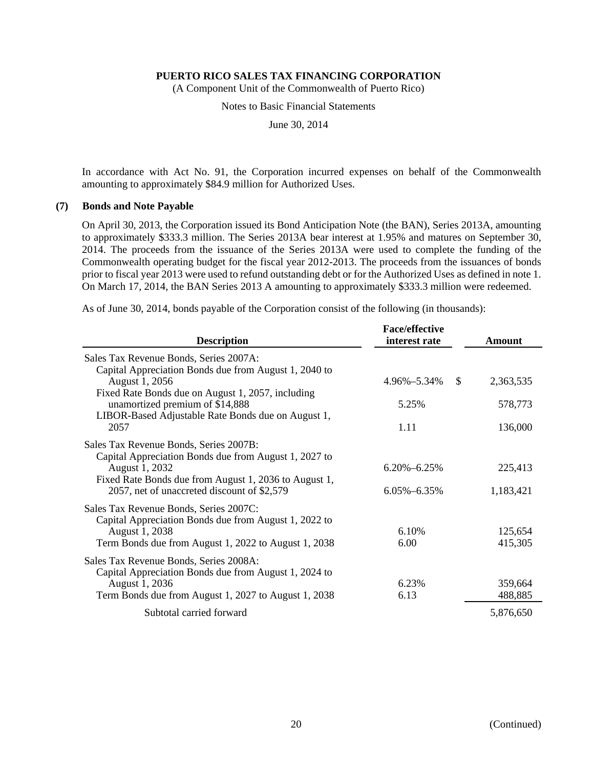In accordance with Act No. 91, the Corporation incurred expenses on behalf of the Commonwealth amounting to approximately $84.9 million for Authorized Uses.

## (7) Bonds and Note Payable

On April 30, 2013, the Corporation issued its Bond Anticipation Note (the BAN), Series 2013A, amounting to approximately $333.3 million. The Series 2013A bear interest at 1.95% and matures on September 30, 2014. The proceeds from the issuance of the Series 2013A were used to complete the funding of the Commonwealth operating budget for the fiscal year 2012-2013. The proceeds from the issuances of bonds prior to fiscal year 2013 were used to refund outstanding debt or for the Authorized Uses as defined in note 1. On March 17, 2014, the BAN Series 2013 A amounting to approximately $333.3 million were redeemed.

As of June 30, 2014, bonds payable of the Corporation consist of the following (in thousands):

| Description | Face/effective interest rate | | Amount |
|---|---|---|---|
| Sales Tax Revenue Bonds, Series 2007A: | | | |
| Capital Appreciation Bonds due from August 1, 2040 to August 1, 2056 | 4.96%–5.34% | $ | 2,363,535 |
| Fixed Rate Bonds due on August 1, 2057, including unamortized premium of $14,888 | 5.25% | | 578,773 |
| LIBOR-Based Adjustable Rate Bonds due on August 1, 2057 | 1.11 | | 136,000 |
| Sales Tax Revenue Bonds, Series 2007B: | | | |
| Capital Appreciation Bonds due from August 1, 2027 to August 1, 2032 | 6.20%–6.25% | | 225,413 |
| Fixed Rate Bonds due from August 1, 2036 to August 1, 2057, net of unaccreted discount of $2,579 | 6.05%–6.35% | | 1,183,421 |
| Sales Tax Revenue Bonds, Series 2007C: | | | |
| Capital Appreciation Bonds due from August 1, 2022 to August 1, 2038 | 6.10% | | 125,654 |
| Term Bonds due from August 1, 2022 to August 1, 2038 | 6.00 | | 415,305 |
| Sales Tax Revenue Bonds, Series 2008A: | | | |
| Capital Appreciation Bonds due from August 1, 2024 to August 1, 2036 | 6.23% | | 359,664 |
| Term Bonds due from August 1, 2027 to August 1, 2038 | 6.13 | | 488,885 |
| Subtotal carried forward | | | 5,876,650 |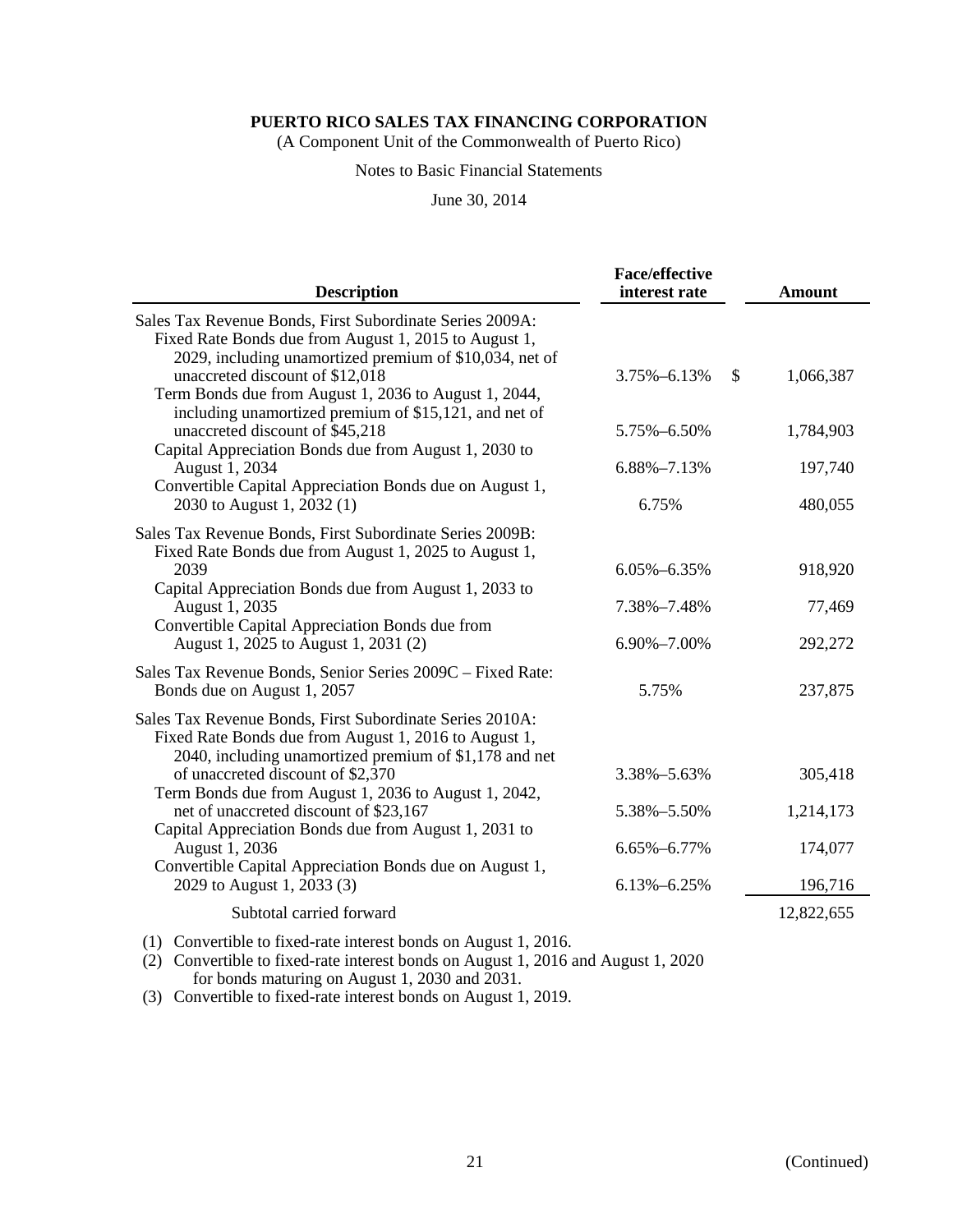**PUERTO RICO SALES TAX FINANCING CORPORATION**
(A Component Unit of the Commonwealth of Puerto Rico)

Notes to Basic Financial Statements

June 30, 2014

| Description | Face/effective interest rate | Amount |
|---|---|---|
| Sales Tax Revenue Bonds, First Subordinate Series 2009A: | | |
| Fixed Rate Bonds due from August 1, 2015 to August 1, 2029, including unamortized premium of $10,034, net of unaccreted discount of $12,018 | 3.75%–6.13% | $ 1,066,387 |
| Term Bonds due from August 1, 2036 to August 1, 2044, including unamortized premium of $15,121, and net of unaccreted discount of $45,218 | 5.75%–6.50% | 1,784,903 |
| Capital Appreciation Bonds due from August 1, 2030 to August 1, 2034 | 6.88%–7.13% | 197,740 |
| Convertible Capital Appreciation Bonds due on August 1, 2030 to August 1, 2032 (1) | 6.75% | 480,055 |
| Sales Tax Revenue Bonds, First Subordinate Series 2009B: | | |
| Fixed Rate Bonds due from August 1, 2025 to August 1, 2039 | 6.05%–6.35% | 918,920 |
| Capital Appreciation Bonds due from August 1, 2033 to August 1, 2035 | 7.38%–7.48% | 77,469 |
| Convertible Capital Appreciation Bonds due from August 1, 2025 to August 1, 2031 (2) | 6.90%–7.00% | 292,272 |
| Sales Tax Revenue Bonds, Senior Series 2009C – Fixed Rate: Bonds due on August 1, 2057 | 5.75% | 237,875 |
| Sales Tax Revenue Bonds, First Subordinate Series 2010A: | | |
| Fixed Rate Bonds due from August 1, 2016 to August 1, 2040, including unamortized premium of $1,178 and net of unaccreted discount of $2,370 | 3.38%–5.63% | 305,418 |
| Term Bonds due from August 1, 2036 to August 1, 2042, net of unaccreted discount of $23,167 | 5.38%–5.50% | 1,214,173 |
| Capital Appreciation Bonds due from August 1, 2031 to August 1, 2036 | 6.65%–6.77% | 174,077 |
| Convertible Capital Appreciation Bonds due on August 1, 2029 to August 1, 2033 (3) | 6.13%–6.25% | 196,716 |
| Subtotal carried forward | | 12,822,655 |

(1) Convertible to fixed-rate interest bonds on August 1, 2016.
(2) Convertible to fixed-rate interest bonds on August 1, 2016 and August 1, 2020 for bonds maturing on August 1, 2030 and 2031.
(3) Convertible to fixed-rate interest bonds on August 1, 2019.

(Continued)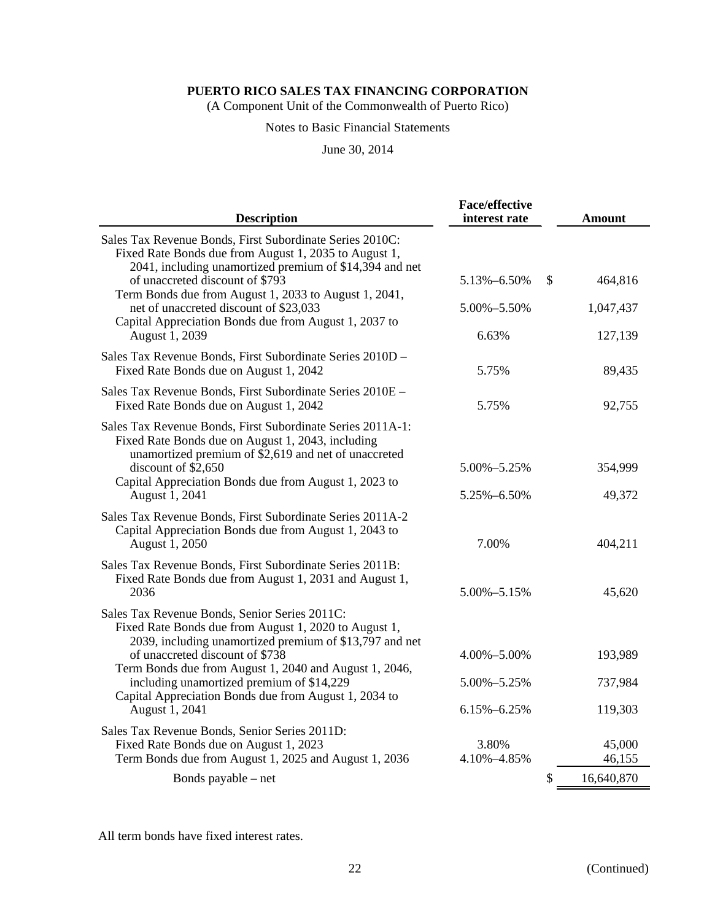**PUERTO RICO SALES TAX FINANCING CORPORATION**

(A Component Unit of the Commonwealth of Puerto Rico)

Notes to Basic Financial Statements

June 30, 2014

| Description | Face/effective interest rate | | Amount |
|---|---|---|---|
| Sales Tax Revenue Bonds, First Subordinate Series 2010C: | | | |
| Fixed Rate Bonds due from August 1, 2035 to August 1, 2041, including unamortized premium of $14,394 and net of unaccreted discount of $793 | 5.13%–6.50% | $ | 464,816 |
| Term Bonds due from August 1, 2033 to August 1, 2041, net of unaccreted discount of $23,033 | 5.00%–5.50% | | 1,047,437 |
| Capital Appreciation Bonds due from August 1, 2037 to August 1, 2039 | 6.63% | | 127,139 |
| Sales Tax Revenue Bonds, First Subordinate Series 2010D – Fixed Rate Bonds due on August 1, 2042 | 5.75% | | 89,435 |
| Sales Tax Revenue Bonds, First Subordinate Series 2010E – Fixed Rate Bonds due on August 1, 2042 | 5.75% | | 92,755 |
| Sales Tax Revenue Bonds, First Subordinate Series 2011A-1: | | | |
| Fixed Rate Bonds due on August 1, 2043, including unamortized premium of $2,619 and net of unaccreted discount of $2,650 | 5.00%–5.25% | | 354,999 |
| Capital Appreciation Bonds due from August 1, 2023 to August 1, 2041 | 5.25%–6.50% | | 49,372 |
| Sales Tax Revenue Bonds, First Subordinate Series 2011A-2 | | | |
| Capital Appreciation Bonds due from August 1, 2043 to August 1, 2050 | 7.00% | | 404,211 |
| Sales Tax Revenue Bonds, First Subordinate Series 2011B: | | | |
| Fixed Rate Bonds due from August 1, 2031 and August 1, 2036 | 5.00%–5.15% | | 45,620 |
| Sales Tax Revenue Bonds, Senior Series 2011C: | | | |
| Fixed Rate Bonds due from August 1, 2020 to August 1, 2039, including unamortized premium of $13,797 and net of unaccreted discount of $738 | 4.00%–5.00% | | 193,989 |
| Term Bonds due from August 1, 2040 and August 1, 2046, including unamortized premium of $14,229 | 5.00%–5.25% | | 737,984 |
| Capital Appreciation Bonds due from August 1, 2034 to August 1, 2041 | 6.15%–6.25% | | 119,303 |
| Sales Tax Revenue Bonds, Senior Series 2011D: | | | |
| Fixed Rate Bonds due on August 1, 2023 | 3.80% | | 45,000 |
| Term Bonds due from August 1, 2025 and August 1, 2036 | 4.10%–4.85% | | 46,155 |
| Bonds payable – net | | $ | 16,640,870 |

All term bonds have fixed interest rates.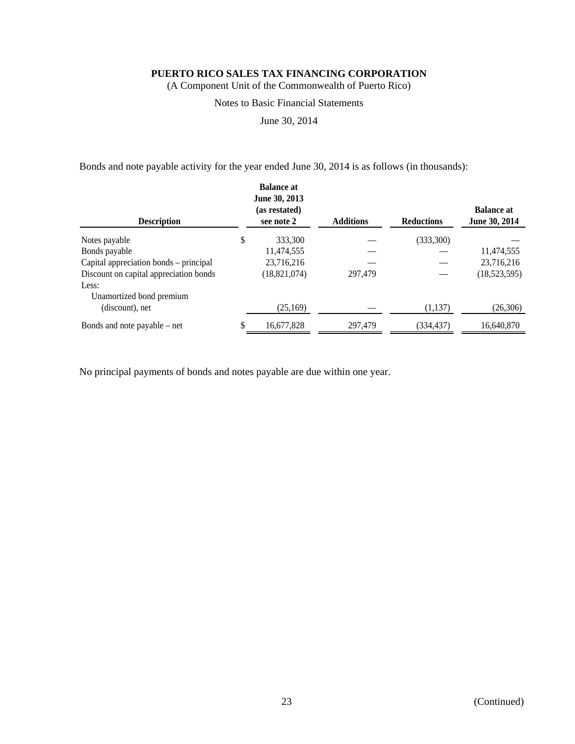Bonds and note payable activity for the year ended June 30, 2014 is as follows (in thousands):

| Description | | Balance at June 30, 2013 (as restated) see note 2 | Additions | Reductions | Balance at June 30, 2014 |
|---|---|---|---|---|---|
| Notes payable | $ | 333,300 | — | (333,300) | — |
| Bonds payable | | 11,474,555 | — | — | 11,474,555 |
| Capital appreciation bonds – principal | | 23,716,216 | — | — | 23,716,216 |
| Discount on capital appreciation bonds | | (18,821,074) | 297,479 | — | (18,523,595) |
| Less: | | | | | |
| Unamortized bond premium (discount), net | | (25,169) | — | (1,137) | (26,306) |
| Bonds and note payable – net | $ | 16,677,828 | 297,479 | (334,437) | 16,640,870 |

No principal payments of bonds and notes payable are due within one year.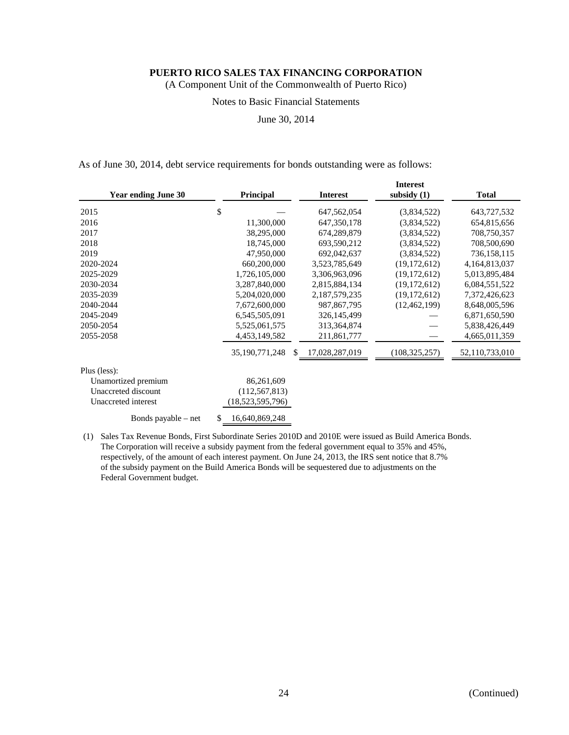# PUERTO RICO SALES TAX FINANCING CORPORATION

(A Component Unit of the Commonwealth of Puerto Rico)

Notes to Basic Financial Statements

June 30, 2014

As of June 30, 2014, debt service requirements for bonds outstanding were as follows:

| Year ending June 30 | Principal | Interest | Interest subsidy (1) | Total |
|---|---|---|---|---|
| 2015 | $ — | 647,562,054 | (3,834,522) | 643,727,532 |
| 2016 | 11,300,000 | 647,350,178 | (3,834,522) | 654,815,656 |
| 2017 | 38,295,000 | 674,289,879 | (3,834,522) | 708,750,357 |
| 2018 | 18,745,000 | 693,590,212 | (3,834,522) | 708,500,690 |
| 2019 | 47,950,000 | 692,042,637 | (3,834,522) | 736,158,115 |
| 2020-2024 | 660,200,000 | 3,523,785,649 | (19,172,612) | 4,164,813,037 |
| 2025-2029 | 1,726,105,000 | 3,306,963,096 | (19,172,612) | 5,013,895,484 |
| 2030-2034 | 3,287,840,000 | 2,815,884,134 | (19,172,612) | 6,084,551,522 |
| 2035-2039 | 5,204,020,000 | 2,187,579,235 | (19,172,612) | 7,372,426,623 |
| 2040-2044 | 7,672,600,000 | 987,867,795 | (12,462,199) | 8,648,005,596 |
| 2045-2049 | 6,545,505,091 | 326,145,499 | — | 6,871,650,590 |
| 2050-2054 | 5,525,061,575 | 313,364,874 | — | 5,838,426,449 |
| 2055-2058 | 4,453,149,582 | 211,861,777 | — | 4,665,011,359 |
| | 35,190,771,248 | $ 17,028,287,019 | (108,325,257) | 52,110,733,010 |
| Plus (less): | | | | |
| Unamortized premium | 86,261,609 | | | |
| Unaccreted discount | (112,567,813) | | | |
| Unaccreted interest | (18,523,595,796) | | | |
| Bonds payable – net | $ 16,640,869,248 | | | |

(1) Sales Tax Revenue Bonds, First Subordinate Series 2010D and 2010E were issued as Build America Bonds. The Corporation will receive a subsidy payment from the federal government equal to 35% and 45%, respectively, of the amount of each interest payment. On June 24, 2013, the IRS sent notice that 8.7% of the subsidy payment on the Build America Bonds will be sequestered due to adjustments on the Federal Government budget.

(Continued)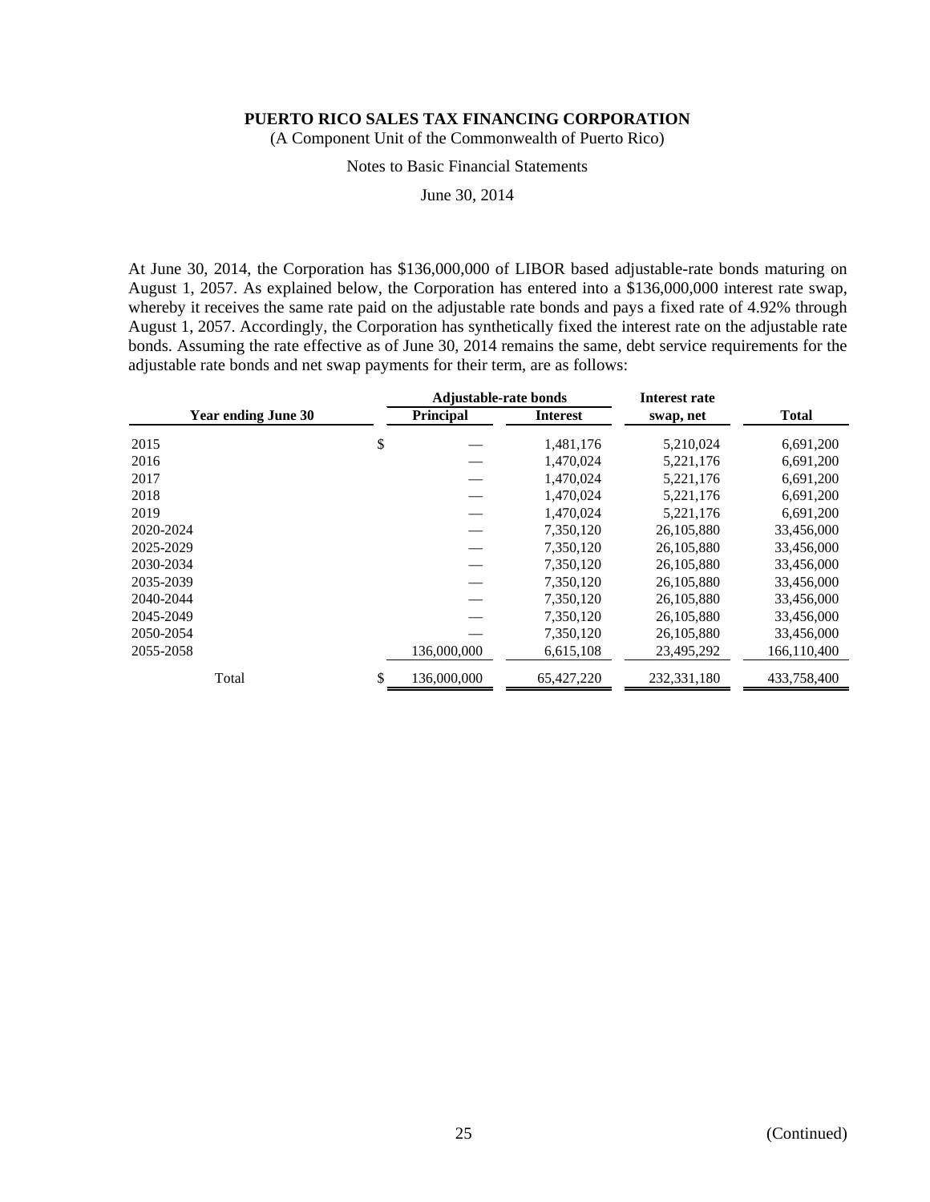**PUERTO RICO SALES TAX FINANCING CORPORATION**
(A Component Unit of the Commonwealth of Puerto Rico)

Notes to Basic Financial Statements

June 30, 2014

At June 30, 2014, the Corporation has $136,000,000 of LIBOR based adjustable-rate bonds maturing on August 1, 2057. As explained below, the Corporation has entered into a $136,000,000 interest rate swap, whereby it receives the same rate paid on the adjustable rate bonds and pays a fixed rate of 4.92% through August 1, 2057. Accordingly, the Corporation has synthetically fixed the interest rate on the adjustable rate bonds. Assuming the rate effective as of June 30, 2014 remains the same, debt service requirements for the adjustable rate bonds and net swap payments for their term, are as follows:

| Year ending June 30 | Adjustable-rate bonds Principal | Adjustable-rate bonds Interest | Interest rate swap, net | Total |
|---|---|---|---|---|
| 2015 | $ — | 1,481,176 | 5,210,024 | 6,691,200 |
| 2016 | — | 1,470,024 | 5,221,176 | 6,691,200 |
| 2017 | — | 1,470,024 | 5,221,176 | 6,691,200 |
| 2018 | — | 1,470,024 | 5,221,176 | 6,691,200 |
| 2019 | — | 1,470,024 | 5,221,176 | 6,691,200 |
| 2020-2024 | — | 7,350,120 | 26,105,880 | 33,456,000 |
| 2025-2029 | — | 7,350,120 | 26,105,880 | 33,456,000 |
| 2030-2034 | — | 7,350,120 | 26,105,880 | 33,456,000 |
| 2035-2039 | — | 7,350,120 | 26,105,880 | 33,456,000 |
| 2040-2044 | — | 7,350,120 | 26,105,880 | 33,456,000 |
| 2045-2049 | — | 7,350,120 | 26,105,880 | 33,456,000 |
| 2050-2054 | — | 7,350,120 | 26,105,880 | 33,456,000 |
| 2055-2058 | 136,000,000 | 6,615,108 | 23,495,292 | 166,110,400 |
| Total | $ 136,000,000 | 65,427,220 | 232,331,180 | 433,758,400 |

(Continued)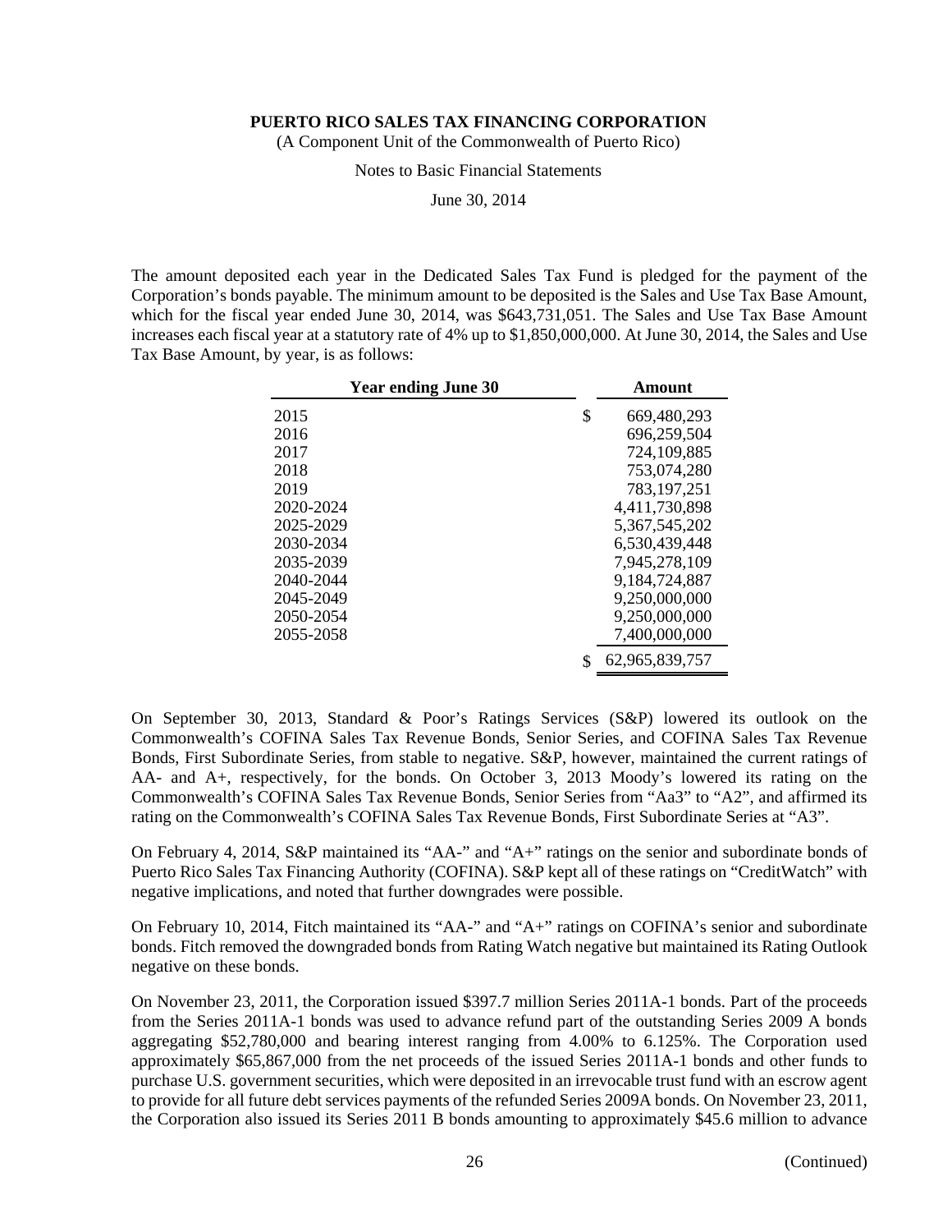The amount deposited each year in the Dedicated Sales Tax Fund is pledged for the payment of the Corporation's bonds payable. The minimum amount to be deposited is the Sales and Use Tax Base Amount, which for the fiscal year ended June 30, 2014, was $643,731,051. The Sales and Use Tax Base Amount increases each fiscal year at a statutory rate of 4% up to $1,850,000,000. At June 30, 2014, the Sales and Use Tax Base Amount, by year, is as follows:

| Year ending June 30 | Amount |
|---|---|
| 2015 | $ 669,480,293 |
| 2016 | 696,259,504 |
| 2017 | 724,109,885 |
| 2018 | 753,074,280 |
| 2019 | 783,197,251 |
| 2020-2024 | 4,411,730,898 |
| 2025-2029 | 5,367,545,202 |
| 2030-2034 | 6,530,439,448 |
| 2035-2039 | 7,945,278,109 |
| 2040-2044 | 9,184,724,887 |
| 2045-2049 | 9,250,000,000 |
| 2050-2054 | 9,250,000,000 |
| 2055-2058 | 7,400,000,000 |
| | $ 62,965,839,757 |

On September 30, 2013, Standard & Poor's Ratings Services (S&P) lowered its outlook on the Commonwealth's COFINA Sales Tax Revenue Bonds, Senior Series, and COFINA Sales Tax Revenue Bonds, First Subordinate Series, from stable to negative. S&P, however, maintained the current ratings of AA- and A+, respectively, for the bonds. On October 3, 2013 Moody's lowered its rating on the Commonwealth's COFINA Sales Tax Revenue Bonds, Senior Series from "Aa3" to "A2", and affirmed its rating on the Commonwealth's COFINA Sales Tax Revenue Bonds, First Subordinate Series at "A3".

On February 4, 2014, S&P maintained its "AA-" and "A+" ratings on the senior and subordinate bonds of Puerto Rico Sales Tax Financing Authority (COFINA). S&P kept all of these ratings on "CreditWatch" with negative implications, and noted that further downgrades were possible.

On February 10, 2014, Fitch maintained its "AA-" and "A+" ratings on COFINA's senior and subordinate bonds. Fitch removed the downgraded bonds from Rating Watch negative but maintained its Rating Outlook negative on these bonds.

On November 23, 2011, the Corporation issued $397.7 million Series 2011A-1 bonds. Part of the proceeds from the Series 2011A-1 bonds was used to advance refund part of the outstanding Series 2009 A bonds aggregating $52,780,000 and bearing interest ranging from 4.00% to 6.125%. The Corporation used approximately $65,867,000 from the net proceeds of the issued Series 2011A-1 bonds and other funds to purchase U.S. government securities, which were deposited in an irrevocable trust fund with an escrow agent to provide for all future debt services payments of the refunded Series 2009A bonds. On November 23, 2011, the Corporation also issued its Series 2011 B bonds amounting to approximately $45.6 million to advance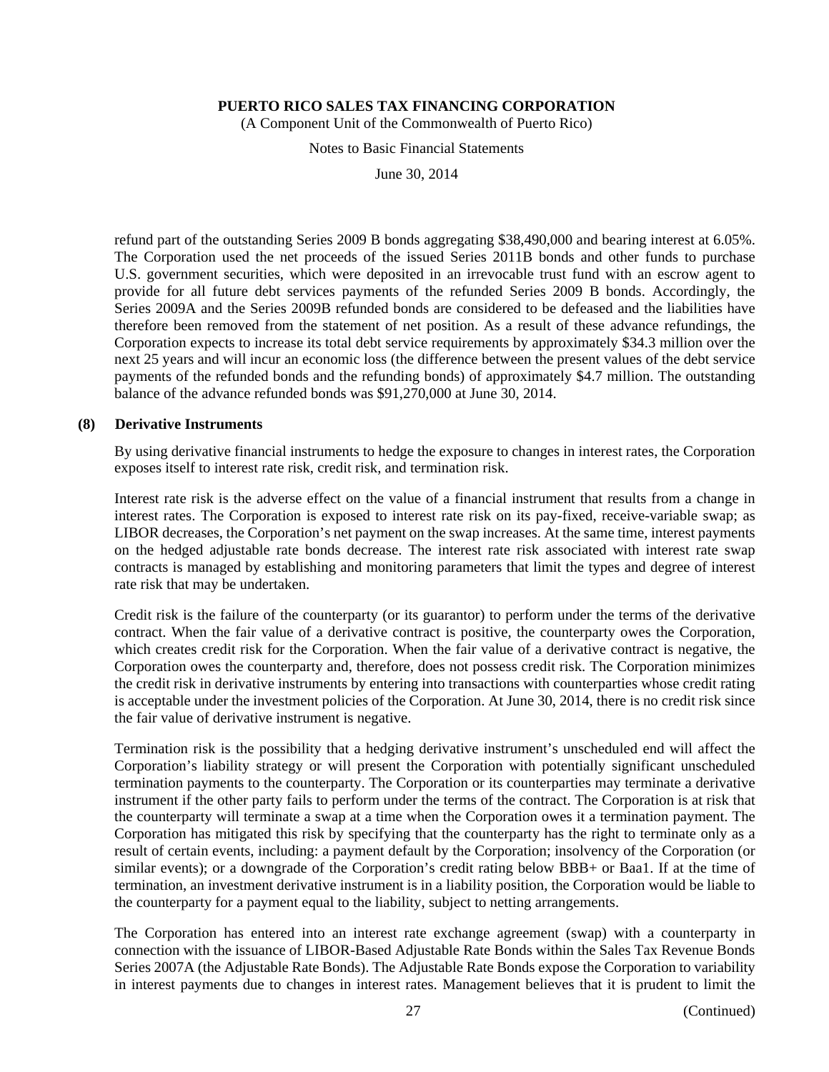refund part of the outstanding Series 2009 B bonds aggregating $38,490,000 and bearing interest at 6.05%. The Corporation used the net proceeds of the issued Series 2011B bonds and other funds to purchase U.S. government securities, which were deposited in an irrevocable trust fund with an escrow agent to provide for all future debt services payments of the refunded Series 2009 B bonds. Accordingly, the Series 2009A and the Series 2009B refunded bonds are considered to be defeased and the liabilities have therefore been removed from the statement of net position. As a result of these advance refundings, the Corporation expects to increase its total debt service requirements by approximately $34.3 million over the next 25 years and will incur an economic loss (the difference between the present values of the debt service payments of the refunded bonds and the refunding bonds) of approximately $4.7 million. The outstanding balance of the advance refunded bonds was $91,270,000 at June 30, 2014.

## (8) Derivative Instruments

By using derivative financial instruments to hedge the exposure to changes in interest rates, the Corporation exposes itself to interest rate risk, credit risk, and termination risk.

Interest rate risk is the adverse effect on the value of a financial instrument that results from a change in interest rates. The Corporation is exposed to interest rate risk on its pay-fixed, receive-variable swap; as LIBOR decreases, the Corporation's net payment on the swap increases. At the same time, interest payments on the hedged adjustable rate bonds decrease. The interest rate risk associated with interest rate swap contracts is managed by establishing and monitoring parameters that limit the types and degree of interest rate risk that may be undertaken.

Credit risk is the failure of the counterparty (or its guarantor) to perform under the terms of the derivative contract. When the fair value of a derivative contract is positive, the counterparty owes the Corporation, which creates credit risk for the Corporation. When the fair value of a derivative contract is negative, the Corporation owes the counterparty and, therefore, does not possess credit risk. The Corporation minimizes the credit risk in derivative instruments by entering into transactions with counterparties whose credit rating is acceptable under the investment policies of the Corporation. At June 30, 2014, there is no credit risk since the fair value of derivative instrument is negative.

Termination risk is the possibility that a hedging derivative instrument's unscheduled end will affect the Corporation's liability strategy or will present the Corporation with potentially significant unscheduled termination payments to the counterparty. The Corporation or its counterparties may terminate a derivative instrument if the other party fails to perform under the terms of the contract. The Corporation is at risk that the counterparty will terminate a swap at a time when the Corporation owes it a termination payment. The Corporation has mitigated this risk by specifying that the counterparty has the right to terminate only as a result of certain events, including: a payment default by the Corporation; insolvency of the Corporation (or similar events); or a downgrade of the Corporation's credit rating below BBB+ or Baa1. If at the time of termination, an investment derivative instrument is in a liability position, the Corporation would be liable to the counterparty for a payment equal to the liability, subject to netting arrangements.

The Corporation has entered into an interest rate exchange agreement (swap) with a counterparty in connection with the issuance of LIBOR-Based Adjustable Rate Bonds within the Sales Tax Revenue Bonds Series 2007A (the Adjustable Rate Bonds). The Adjustable Rate Bonds expose the Corporation to variability in interest payments due to changes in interest rates. Management believes that it is prudent to limit the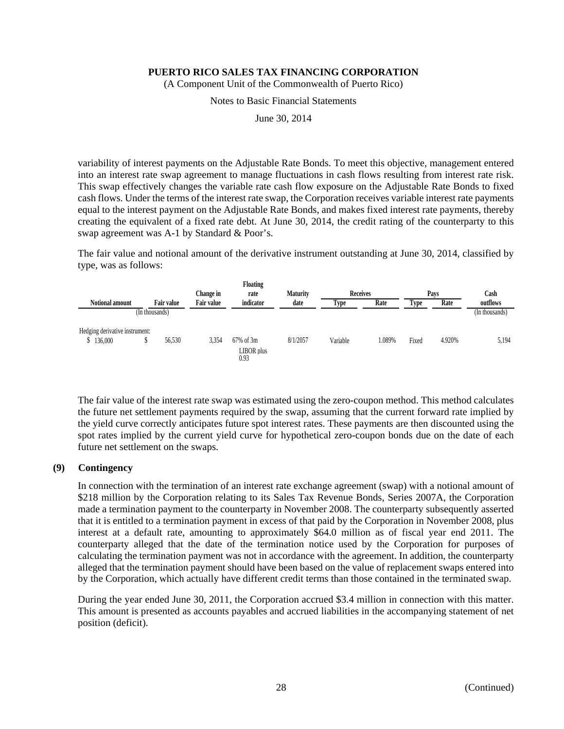variability of interest payments on the Adjustable Rate Bonds. To meet this objective, management entered into an interest rate swap agreement to manage fluctuations in cash flows resulting from interest rate risk. This swap effectively changes the variable rate cash flow exposure on the Adjustable Rate Bonds to fixed cash flows. Under the terms of the interest rate swap, the Corporation receives variable interest rate payments equal to the interest payment on the Adjustable Rate Bonds, and makes fixed interest rate payments, thereby creating the equivalent of a fixed rate debt. At June 30, 2014, the credit rating of the counterparty to this swap agreement was A-1 by Standard & Poor's.

The fair value and notional amount of the derivative instrument outstanding at June 30, 2014, classified by type, was as follows:

| Notional amount | Fair value | Change in Fair value | Floating rate indicator | Maturity date | Receives | | Pays | | Cash outflows |
|---|---|---|---|---|---|---|---|---|---|
| | | | | | Type | Rate | Type | Rate | |
| (In thousands) | | | | | | | | | (In thousands) |
| Hedging derivative instrument: | | | | | | | | | |
| $ 136,000 | $ 56,530 | 3,354 | 67% of 3m LIBOR plus 0.93 | 8/1/2057 | Variable | 1.089% | Fixed | 4.920% | 5,194 |

The fair value of the interest rate swap was estimated using the zero-coupon method. This method calculates the future net settlement payments required by the swap, assuming that the current forward rate implied by the yield curve correctly anticipates future spot interest rates. These payments are then discounted using the spot rates implied by the current yield curve for hypothetical zero-coupon bonds due on the date of each future net settlement on the swaps.

## (9) Contingency

In connection with the termination of an interest rate exchange agreement (swap) with a notional amount of $218 million by the Corporation relating to its Sales Tax Revenue Bonds, Series 2007A, the Corporation made a termination payment to the counterparty in November 2008. The counterparty subsequently asserted that it is entitled to a termination payment in excess of that paid by the Corporation in November 2008, plus interest at a default rate, amounting to approximately $64.0 million as of fiscal year end 2011. The counterparty alleged that the date of the termination notice used by the Corporation for purposes of calculating the termination payment was not in accordance with the agreement. In addition, the counterparty alleged that the termination payment should have been based on the value of replacement swaps entered into by the Corporation, which actually have different credit terms than those contained in the terminated swap.

During the year ended June 30, 2011, the Corporation accrued $3.4 million in connection with this matter. This amount is presented as accounts payables and accrued liabilities in the accompanying statement of net position (deficit).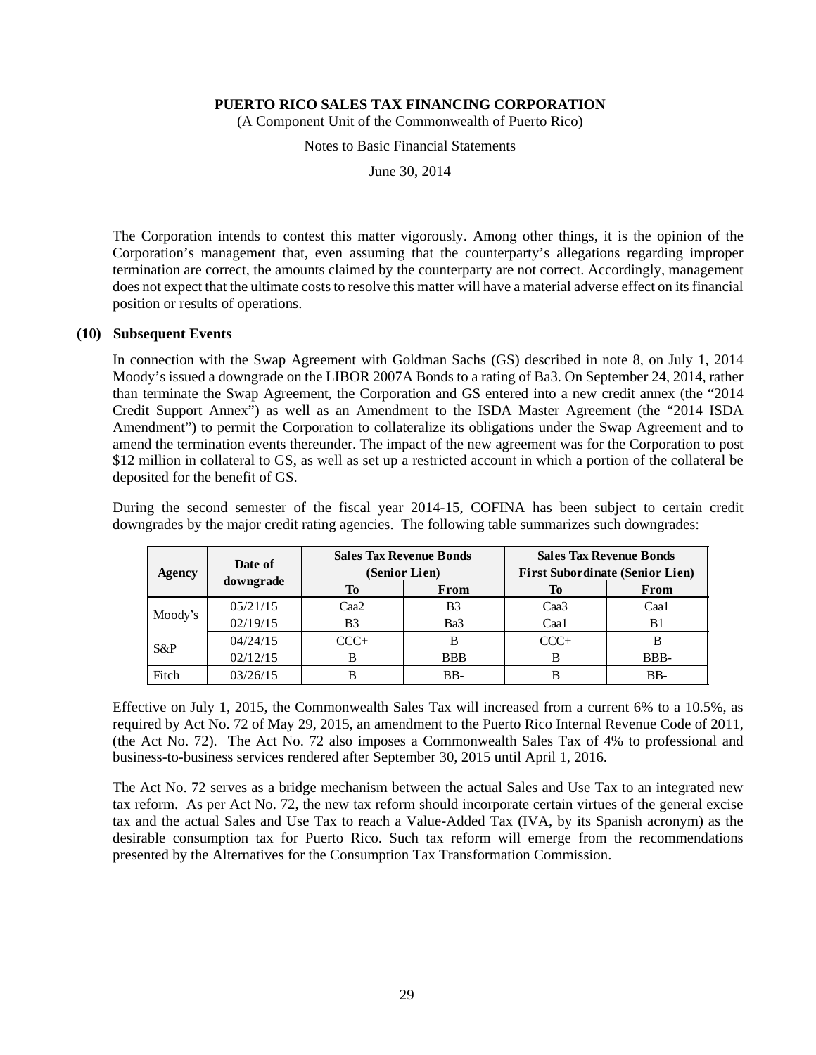The Corporation intends to contest this matter vigorously. Among other things, it is the opinion of the Corporation's management that, even assuming that the counterparty's allegations regarding improper termination are correct, the amounts claimed by the counterparty are not correct. Accordingly, management does not expect that the ultimate costs to resolve this matter will have a material adverse effect on its financial position or results of operations.

## (10) Subsequent Events

In connection with the Swap Agreement with Goldman Sachs (GS) described in note 8, on July 1, 2014 Moody's issued a downgrade on the LIBOR 2007A Bonds to a rating of Ba3. On September 24, 2014, rather than terminate the Swap Agreement, the Corporation and GS entered into a new credit annex (the "2014 Credit Support Annex") as well as an Amendment to the ISDA Master Agreement (the "2014 ISDA Amendment") to permit the Corporation to collateralize its obligations under the Swap Agreement and to amend the termination events thereunder. The impact of the new agreement was for the Corporation to post $12 million in collateral to GS, as well as set up a restricted account in which a portion of the collateral be deposited for the benefit of GS.

During the second semester of the fiscal year 2014-15, COFINA has been subject to certain credit downgrades by the major credit rating agencies. The following table summarizes such downgrades:

| Agency | Date of downgrade | Sales Tax Revenue Bonds (Senior Lien) | | Sales Tax Revenue Bonds First Subordinate (Senior Lien) | |
|---|---|---|---|---|---|
| | | To | From | To | From |
| Moody's | 05/21/15 | Caa2 | B3 | Caa3 | Caa1 |
| | 02/19/15 | B3 | Ba3 | Caa1 | B1 |
| S&P | 04/24/15 | CCC+ | B | CCC+ | B |
| | 02/12/15 | B | BBB | B | BBB- |
| Fitch | 03/26/15 | B | BB- | B | BB- |

Effective on July 1, 2015, the Commonwealth Sales Tax will increased from a current 6% to a 10.5%, as required by Act No. 72 of May 29, 2015, an amendment to the Puerto Rico Internal Revenue Code of 2011, (the Act No. 72). The Act No. 72 also imposes a Commonwealth Sales Tax of 4% to professional and business-to-business services rendered after September 30, 2015 until April 1, 2016.

The Act No. 72 serves as a bridge mechanism between the actual Sales and Use Tax to an integrated new tax reform. As per Act No. 72, the new tax reform should incorporate certain virtues of the general excise tax and the actual Sales and Use Tax to reach a Value-Added Tax (IVA, by its Spanish acronym) as the desirable consumption tax for Puerto Rico. Such tax reform will emerge from the recommendations presented by the Alternatives for the Consumption Tax Transformation Commission.